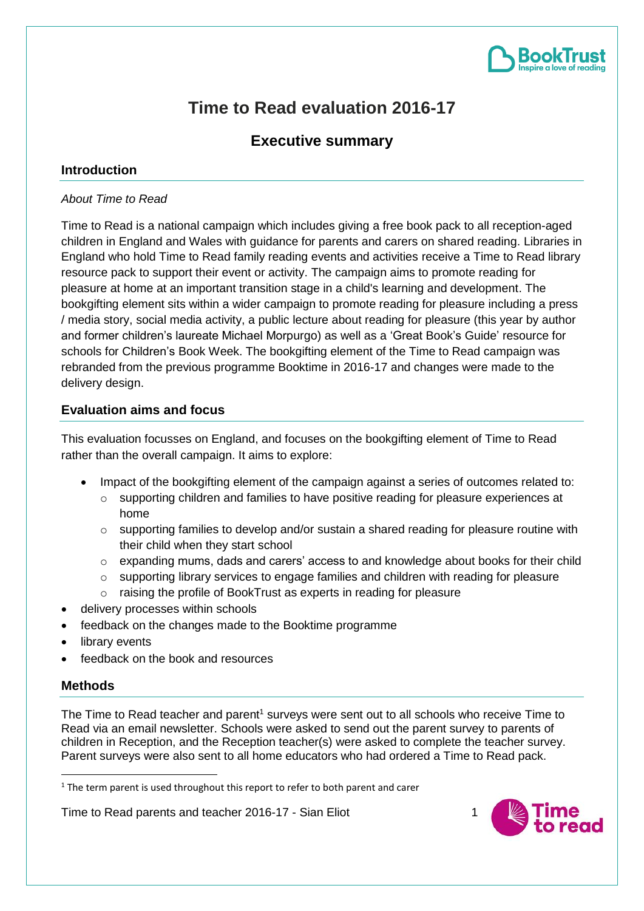# Time to Read evaluation 2016-17

## Executive summary

### Introduction

*About Time to Read*

Time to Read is a national campaign which includes giving a free book pack to all reception-aged children in England and Wales with guidance for parents and carers on shared reading. Libraries in England who hold Time to Read family reading events and activities receive a Time to Read library resource pack to support their event or activity. The campaign aims to promote reading for pleasure at home at an important transition stage in a child's learning and development. The bookgifting element sits within a wider campaign to promote reading for pleasure including a press / media story, social media activity, a public lecture about reading for pleasure (this year by author and former children's laureate Michael Morpurgo) as well as a 'Great Book's Guide' resource for schools for Children's Book Week. The bookgifting element of the Time to Read campaign was rebranded from the previous programme Booktime in 2016-17 and changes were made to the delivery design.

### Evaluation aims and focus

This evaluation focusses on England, and focuses on the bookgifting element of Time to Read rather than the overall campaign. It aims to explore:

- Impact of the bookgifting element of the campaign against a series of outcomes related to:
  - supporting children and families to have positive reading for pleasure experiences at home
  - supporting families to develop and/or sustain a shared reading for pleasure routine with their child when they start school
  - expanding mums, dads and carers' access to and knowledge about books for their child
  - supporting library services to engage families and children with reading for pleasure
  - raising the profile of BookTrust as experts in reading for pleasure
- delivery processes within schools
- feedback on the changes made to the Booktime programme
- library events
- feedback on the book and resources

### Methods

The Time to Read teacher and parent[1] surveys were sent out to all schools who receive Time to Read via an email newsletter. Schools were asked to send out the parent survey to parents of children in Reception, and the Reception teacher(s) were asked to complete the teacher survey. Parent surveys were also sent to all home educators who had ordered a Time to Read pack.

[1] The term parent is used throughout this report to refer to both parent and carer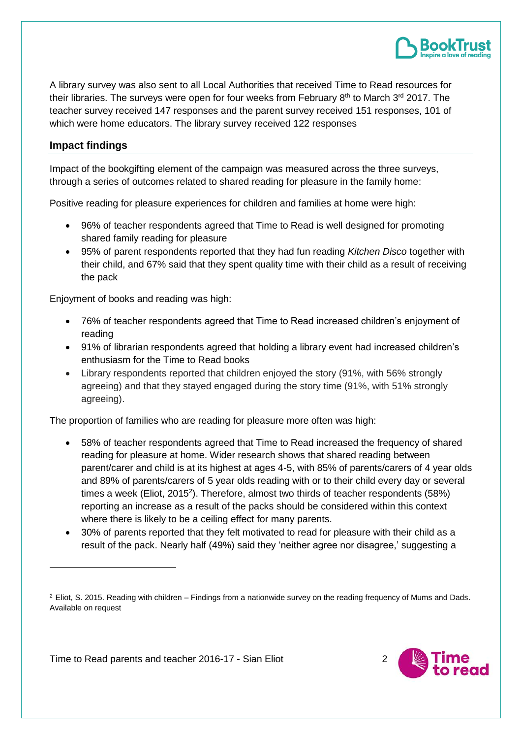A library survey was also sent to all Local Authorities that received Time to Read resources for their libraries. The surveys were open for four weeks from February 8th to March 3rd 2017. The teacher survey received 147 responses and the parent survey received 151 responses, 101 of which were home educators. The library survey received 122 responses

## Impact findings

Impact of the bookgifting element of the campaign was measured across the three surveys, through a series of outcomes related to shared reading for pleasure in the family home:

Positive reading for pleasure experiences for children and families at home were high:

- 96% of teacher respondents agreed that Time to Read is well designed for promoting shared family reading for pleasure
- 95% of parent respondents reported that they had fun reading *Kitchen Disco* together with their child, and 67% said that they spent quality time with their child as a result of receiving the pack

Enjoyment of books and reading was high:

- 76% of teacher respondents agreed that Time to Read increased children's enjoyment of reading
- 91% of librarian respondents agreed that holding a library event had increased children's enthusiasm for the Time to Read books
- Library respondents reported that children enjoyed the story (91%, with 56% strongly agreeing) and that they stayed engaged during the story time (91%, with 51% strongly agreeing).

The proportion of families who are reading for pleasure more often was high:

- 58% of teacher respondents agreed that Time to Read increased the frequency of shared reading for pleasure at home. Wider research shows that shared reading between parent/carer and child is at its highest at ages 4-5, with 85% of parents/carers of 4 year olds and 89% of parents/carers of 5 year olds reading with or to their child every day or several times a week (Eliot, 2015[2]). Therefore, almost two thirds of teacher respondents (58%) reporting an increase as a result of the packs should be considered within this context where there is likely to be a ceiling effect for many parents.
- 30% of parents reported that they felt motivated to read for pleasure with their child as a result of the pack. Nearly half (49%) said they 'neither agree nor disagree,' suggesting a

[2] Eliot, S. 2015. Reading with children – Findings from a nationwide survey on the reading frequency of Mums and Dads. Available on request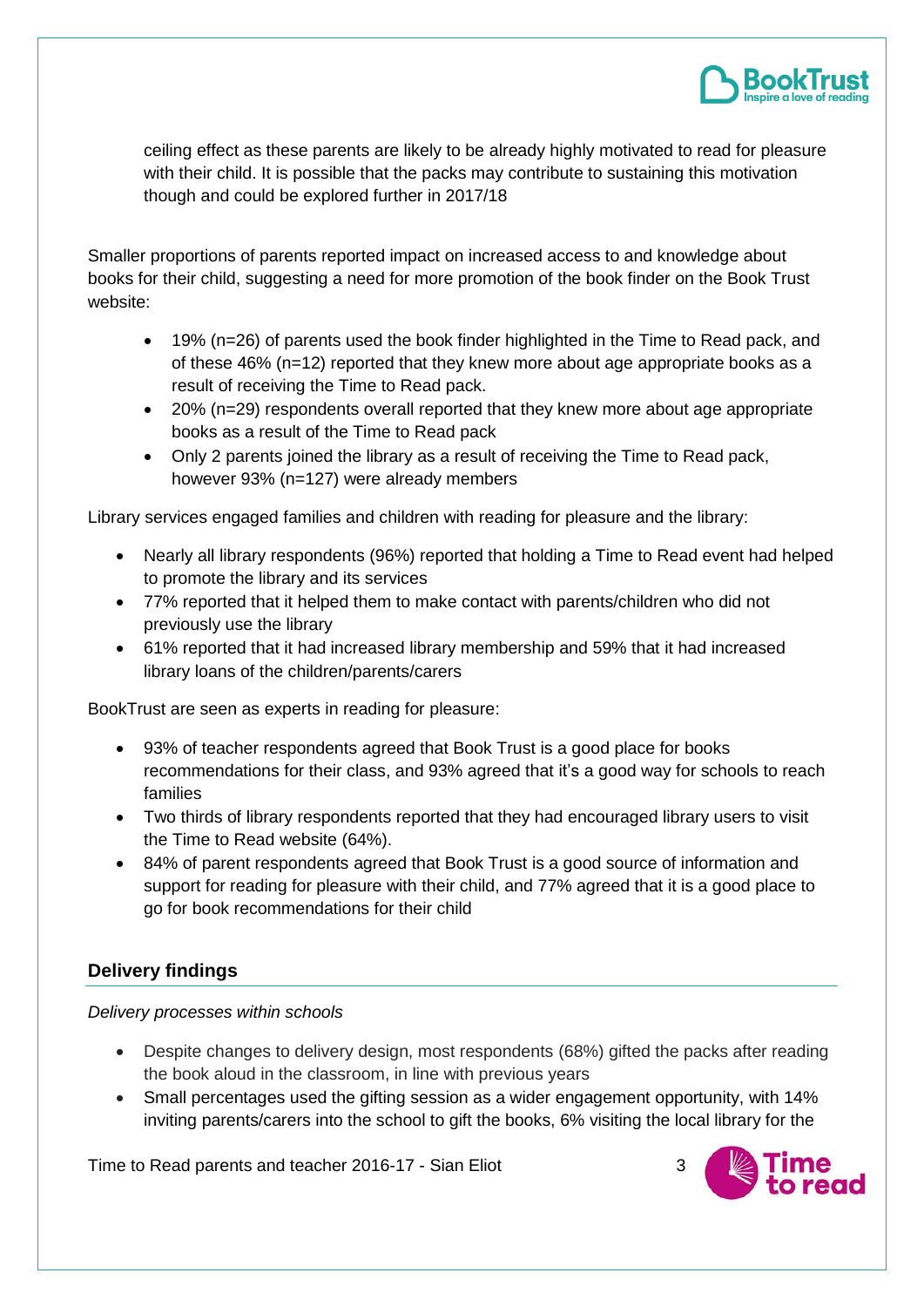ceiling effect as these parents are likely to be already highly motivated to read for pleasure with their child. It is possible that the packs may contribute to sustaining this motivation though and could be explored further in 2017/18

Smaller proportions of parents reported impact on increased access to and knowledge about books for their child, suggesting a need for more promotion of the book finder on the Book Trust website:

- 19% (n=26) of parents used the book finder highlighted in the Time to Read pack, and of these 46% (n=12) reported that they knew more about age appropriate books as a result of receiving the Time to Read pack.
- 20% (n=29) respondents overall reported that they knew more about age appropriate books as a result of the Time to Read pack
- Only 2 parents joined the library as a result of receiving the Time to Read pack, however 93% (n=127) were already members

Library services engaged families and children with reading for pleasure and the library:

- Nearly all library respondents (96%) reported that holding a Time to Read event had helped to promote the library and its services
- 77% reported that it helped them to make contact with parents/children who did not previously use the library
- 61% reported that it had increased library membership and 59% that it had increased library loans of the children/parents/carers

BookTrust are seen as experts in reading for pleasure:

- 93% of teacher respondents agreed that Book Trust is a good place for books recommendations for their class, and 93% agreed that it's a good way for schools to reach families
- Two thirds of library respondents reported that they had encouraged library users to visit the Time to Read website (64%).
- 84% of parent respondents agreed that Book Trust is a good source of information and support for reading for pleasure with their child, and 77% agreed that it is a good place to go for book recommendations for their child

### Delivery findings

*Delivery processes within schools*

- Despite changes to delivery design, most respondents (68%) gifted the packs after reading the book aloud in the classroom, in line with previous years
- Small percentages used the gifting session as a wider engagement opportunity, with 14% inviting parents/carers into the school to gift the books, 6% visiting the local library for the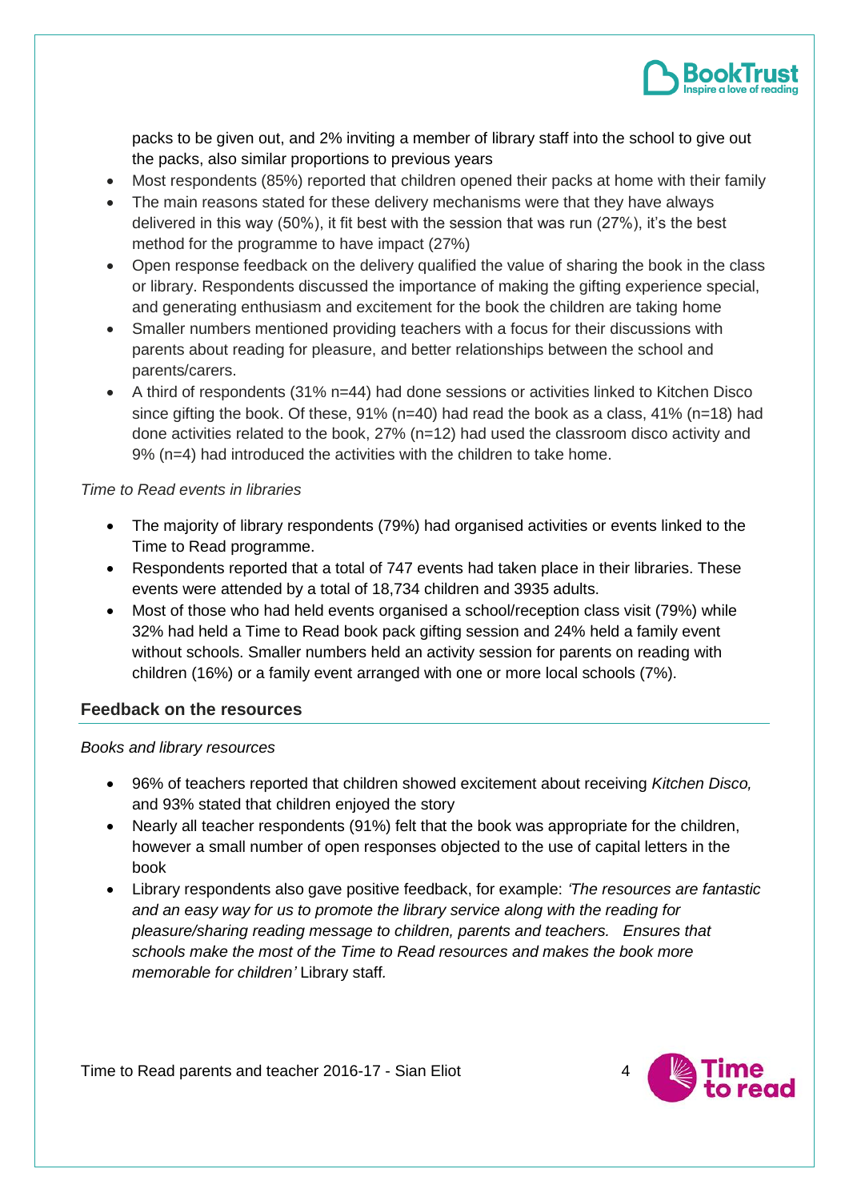packs to be given out, and 2% inviting a member of library staff into the school to give out the packs, also similar proportions to previous years

- Most respondents (85%) reported that children opened their packs at home with their family
- The main reasons stated for these delivery mechanisms were that they have always delivered in this way (50%), it fit best with the session that was run (27%), it's the best method for the programme to have impact (27%)
- Open response feedback on the delivery qualified the value of sharing the book in the class or library. Respondents discussed the importance of making the gifting experience special, and generating enthusiasm and excitement for the book the children are taking home
- Smaller numbers mentioned providing teachers with a focus for their discussions with parents about reading for pleasure, and better relationships between the school and parents/carers.
- A third of respondents (31% n=44) had done sessions or activities linked to Kitchen Disco since gifting the book. Of these, 91% (n=40) had read the book as a class, 41% (n=18) had done activities related to the book, 27% (n=12) had used the classroom disco activity and 9% (n=4) had introduced the activities with the children to take home.

*Time to Read events in libraries*

- The majority of library respondents (79%) had organised activities or events linked to the Time to Read programme.
- Respondents reported that a total of 747 events had taken place in their libraries. These events were attended by a total of 18,734 children and 3935 adults.
- Most of those who had held events organised a school/reception class visit (79%) while 32% had held a Time to Read book pack gifting session and 24% held a family event without schools. Smaller numbers held an activity session for parents on reading with children (16%) or a family event arranged with one or more local schools (7%).

## Feedback on the resources

*Books and library resources*

- 96% of teachers reported that children showed excitement about receiving *Kitchen Disco,* and 93% stated that children enjoyed the story
- Nearly all teacher respondents (91%) felt that the book was appropriate for the children, however a small number of open responses objected to the use of capital letters in the book
- Library respondents also gave positive feedback, for example: *'The resources are fantastic and an easy way for us to promote the library service along with the reading for pleasure/sharing reading message to children, parents and teachers. Ensures that schools make the most of the Time to Read resources and makes the book more memorable for children'* Library staff*.*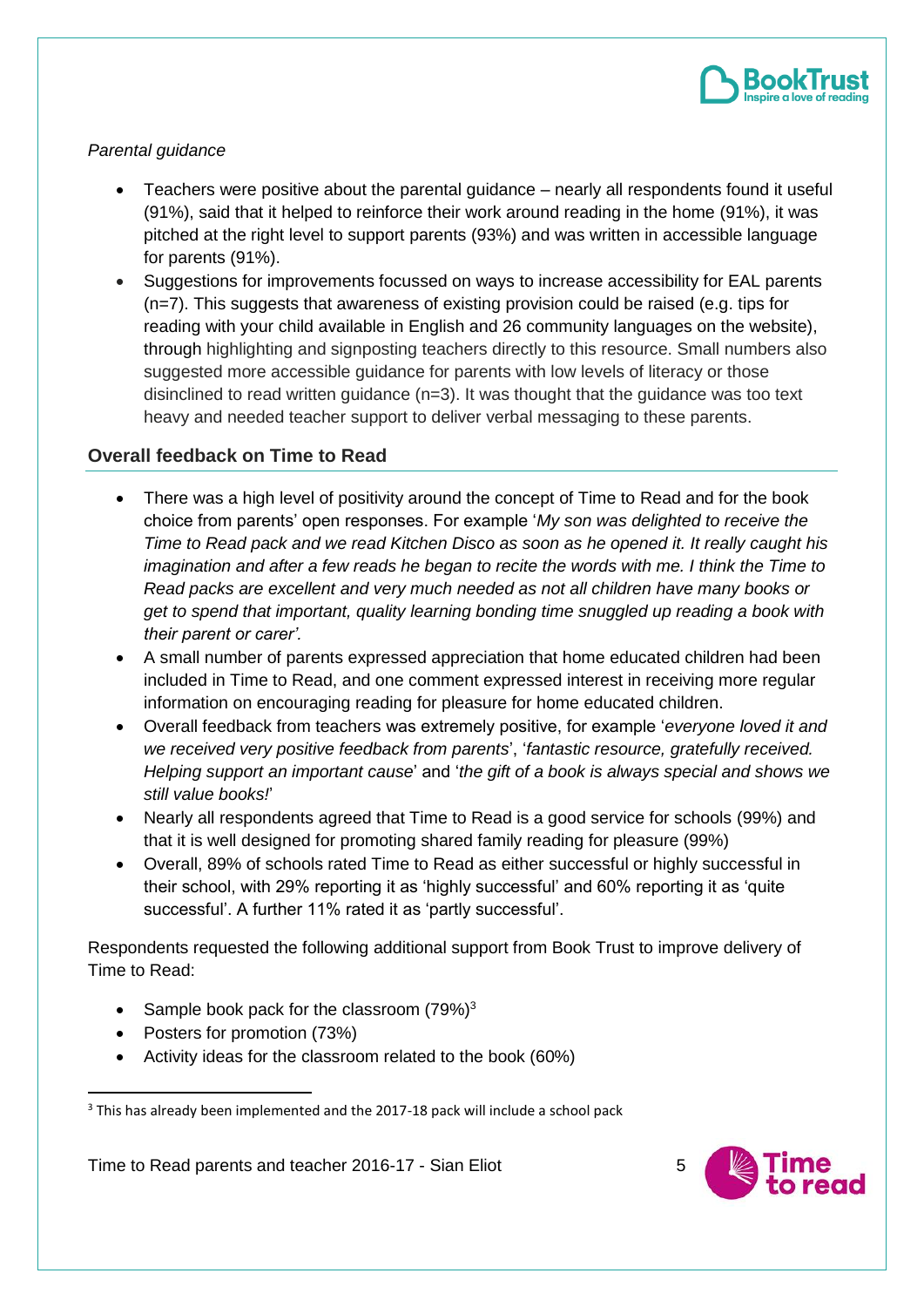*Parental guidance*

- Teachers were positive about the parental guidance – nearly all respondents found it useful (91%), said that it helped to reinforce their work around reading in the home (91%), it was pitched at the right level to support parents (93%) and was written in accessible language for parents (91%).
- Suggestions for improvements focussed on ways to increase accessibility for EAL parents (n=7). This suggests that awareness of existing provision could be raised (e.g. tips for reading with your child available in English and 26 community languages on the website), through highlighting and signposting teachers directly to this resource. Small numbers also suggested more accessible guidance for parents with low levels of literacy or those disinclined to read written guidance (n=3). It was thought that the guidance was too text heavy and needed teacher support to deliver verbal messaging to these parents.

## Overall feedback on Time to Read

- There was a high level of positivity around the concept of Time to Read and for the book choice from parents' open responses. For example '*My son was delighted to receive the Time to Read pack and we read Kitchen Disco as soon as he opened it. It really caught his imagination and after a few reads he began to recite the words with me. I think the Time to Read packs are excellent and very much needed as not all children have many books or get to spend that important, quality learning bonding time snuggled up reading a book with their parent or carer'.*
- A small number of parents expressed appreciation that home educated children had been included in Time to Read, and one comment expressed interest in receiving more regular information on encouraging reading for pleasure for home educated children.
- Overall feedback from teachers was extremely positive, for example '*everyone loved it and we received very positive feedback from parents*', '*fantastic resource, gratefully received. Helping support an important cause*' and '*the gift of a book is always special and shows we still value books!*'
- Nearly all respondents agreed that Time to Read is a good service for schools (99%) and that it is well designed for promoting shared family reading for pleasure (99%)
- Overall, 89% of schools rated Time to Read as either successful or highly successful in their school, with 29% reporting it as 'highly successful' and 60% reporting it as 'quite successful'. A further 11% rated it as 'partly successful'.

Respondents requested the following additional support from Book Trust to improve delivery of Time to Read:

- Sample book pack for the classroom (79%)[3]
- Posters for promotion (73%)
- Activity ideas for the classroom related to the book (60%)

[3] This has already been implemented and the 2017-18 pack will include a school pack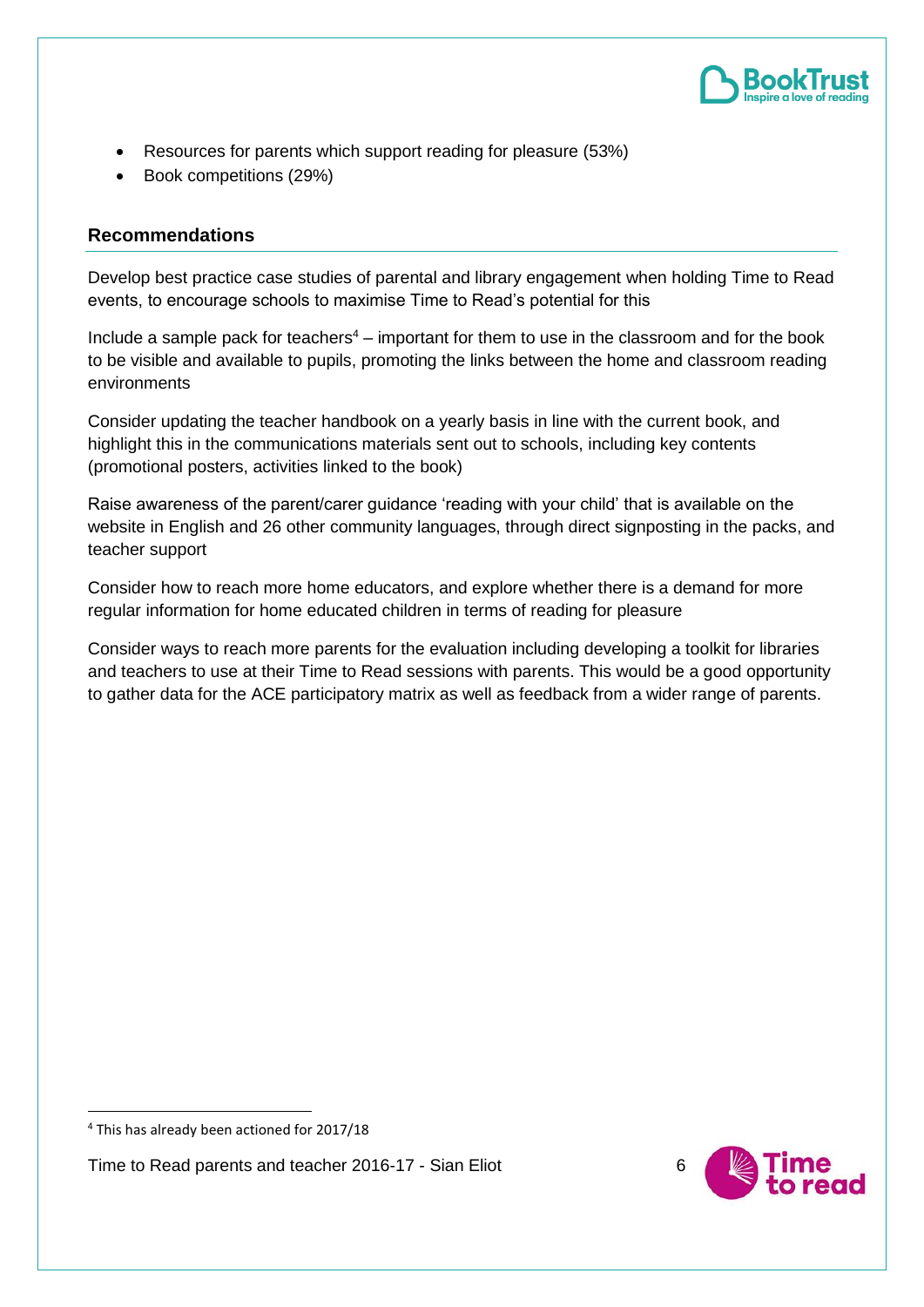- Resources for parents which support reading for pleasure (53%)
- Book competitions (29%)

## Recommendations

Develop best practice case studies of parental and library engagement when holding Time to Read events, to encourage schools to maximise Time to Read's potential for this

Include a sample pack for teachers[4] – important for them to use in the classroom and for the book to be visible and available to pupils, promoting the links between the home and classroom reading environments

Consider updating the teacher handbook on a yearly basis in line with the current book, and highlight this in the communications materials sent out to schools, including key contents (promotional posters, activities linked to the book)

Raise awareness of the parent/carer guidance 'reading with your child' that is available on the website in English and 26 other community languages, through direct signposting in the packs, and teacher support

Consider how to reach more home educators, and explore whether there is a demand for more regular information for home educated children in terms of reading for pleasure

Consider ways to reach more parents for the evaluation including developing a toolkit for libraries and teachers to use at their Time to Read sessions with parents. This would be a good opportunity to gather data for the ACE participatory matrix as well as feedback from a wider range of parents.

[4] This has already been actioned for 2017/18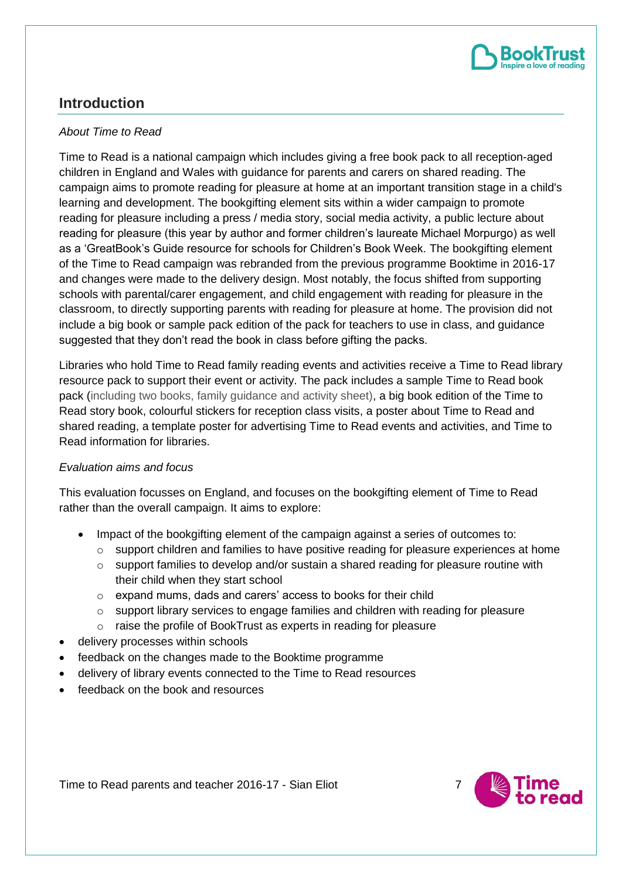## Introduction

*About Time to Read*

Time to Read is a national campaign which includes giving a free book pack to all reception-aged children in England and Wales with guidance for parents and carers on shared reading. The campaign aims to promote reading for pleasure at home at an important transition stage in a child's learning and development. The bookgifting element sits within a wider campaign to promote reading for pleasure including a press / media story, social media activity, a public lecture about reading for pleasure (this year by author and former children's laureate Michael Morpurgo) as well as a 'GreatBook's Guide resource for schools for Children's Book Week. The bookgifting element of the Time to Read campaign was rebranded from the previous programme Booktime in 2016-17 and changes were made to the delivery design. Most notably, the focus shifted from supporting schools with parental/carer engagement, and child engagement with reading for pleasure in the classroom, to directly supporting parents with reading for pleasure at home. The provision did not include a big book or sample pack edition of the pack for teachers to use in class, and guidance suggested that they don't read the book in class before gifting the packs.

Libraries who hold Time to Read family reading events and activities receive a Time to Read library resource pack to support their event or activity. The pack includes a sample Time to Read book pack (including two books, family guidance and activity sheet), a big book edition of the Time to Read story book, colourful stickers for reception class visits, a poster about Time to Read and shared reading, a template poster for advertising Time to Read events and activities, and Time to Read information for libraries.

*Evaluation aims and focus*

This evaluation focusses on England, and focuses on the bookgifting element of Time to Read rather than the overall campaign. It aims to explore:

- Impact of the bookgifting element of the campaign against a series of outcomes to:
  - support children and families to have positive reading for pleasure experiences at home
  - support families to develop and/or sustain a shared reading for pleasure routine with their child when they start school
  - expand mums, dads and carers' access to books for their child
  - support library services to engage families and children with reading for pleasure
  - raise the profile of BookTrust as experts in reading for pleasure
- delivery processes within schools
- feedback on the changes made to the Booktime programme
- delivery of library events connected to the Time to Read resources
- feedback on the book and resources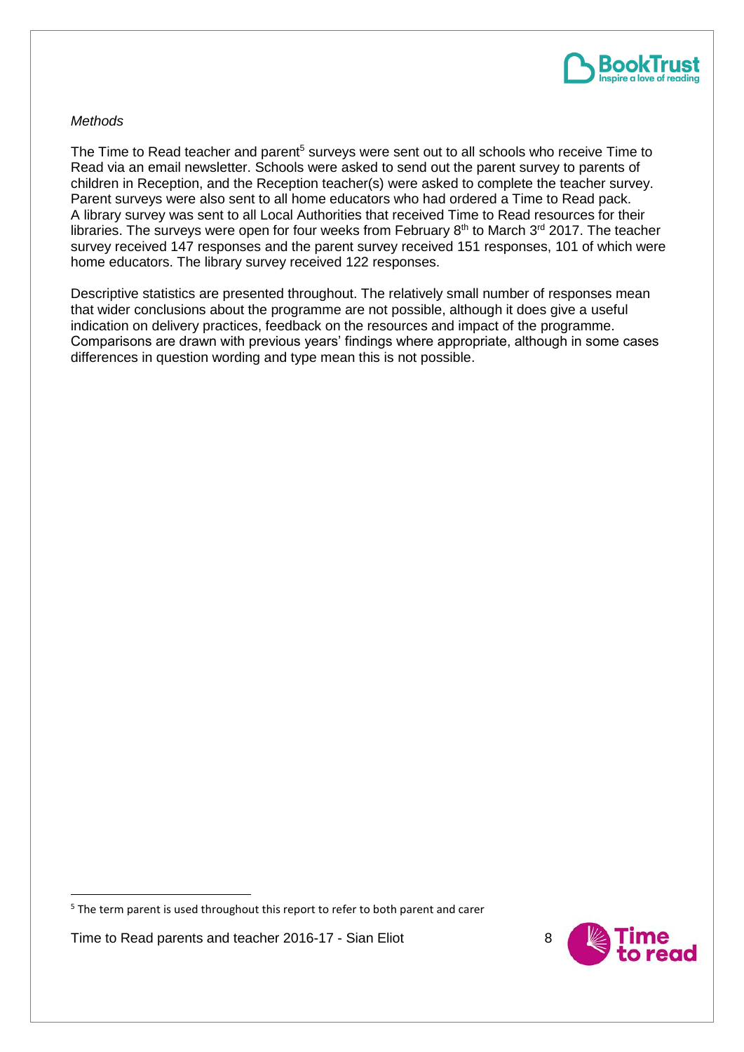*Methods*

The Time to Read teacher and parent[5] surveys were sent out to all schools who receive Time to Read via an email newsletter. Schools were asked to send out the parent survey to parents of children in Reception, and the Reception teacher(s) were asked to complete the teacher survey. Parent surveys were also sent to all home educators who had ordered a Time to Read pack. A library survey was sent to all Local Authorities that received Time to Read resources for their libraries. The surveys were open for four weeks from February 8th to March 3rd 2017. The teacher survey received 147 responses and the parent survey received 151 responses, 101 of which were home educators. The library survey received 122 responses.

Descriptive statistics are presented throughout. The relatively small number of responses mean that wider conclusions about the programme are not possible, although it does give a useful indication on delivery practices, feedback on the resources and impact of the programme. Comparisons are drawn with previous years' findings where appropriate, although in some cases differences in question wording and type mean this is not possible.

[5] The term parent is used throughout this report to refer to both parent and carer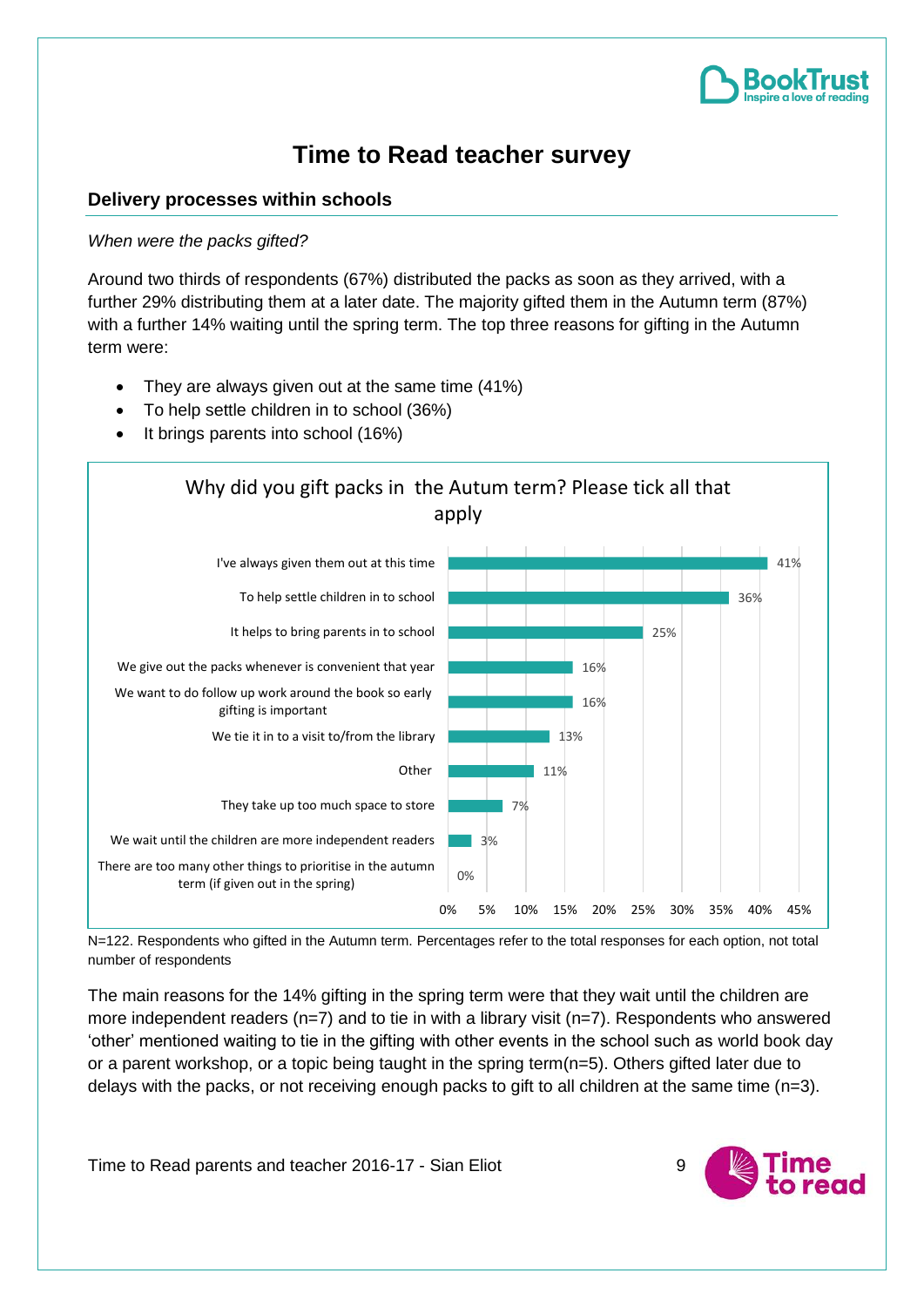# Time to Read teacher survey

## Delivery processes within schools

*When were the packs gifted?*

Around two thirds of respondents (67%) distributed the packs as soon as they arrived, with a further 29% distributing them at a later date. The majority gifted them in the Autumn term (87%) with a further 14% waiting until the spring term. The top three reasons for gifting in the Autumn term were:

- They are always given out at the same time (41%)
- To help settle children in to school (36%)
- It brings parents into school (16%)

**Why did you gift packs in the Autum term? Please tick all that apply**

| Reason | % |
|---|---|
| I've always given them out at this time | 41% |
| To help settle children in to school | 36% |
| It helps to bring parents in to school | 25% |
| We give out the packs whenever is convenient that year | 16% |
| We want to do follow up work around the book so early gifting is important | 16% |
| We tie it in to a visit to/from the library | 13% |
| Other | 11% |
| They take up too much space to store | 7% |
| We wait until the children are more independent readers | 3% |
| There are too many other things to prioritise in the autumn term (if given out in the spring) | 0% |

N=122. Respondents who gifted in the Autumn term. Percentages refer to the total responses for each option, not total number of respondents

The main reasons for the 14% gifting in the spring term were that they wait until the children are more independent readers (n=7) and to tie in with a library visit (n=7). Respondents who answered 'other' mentioned waiting to tie in the gifting with other events in the school such as world book day or a parent workshop, or a topic being taught in the spring term(n=5). Others gifted later due to delays with the packs, or not receiving enough packs to gift to all children at the same time (n=3).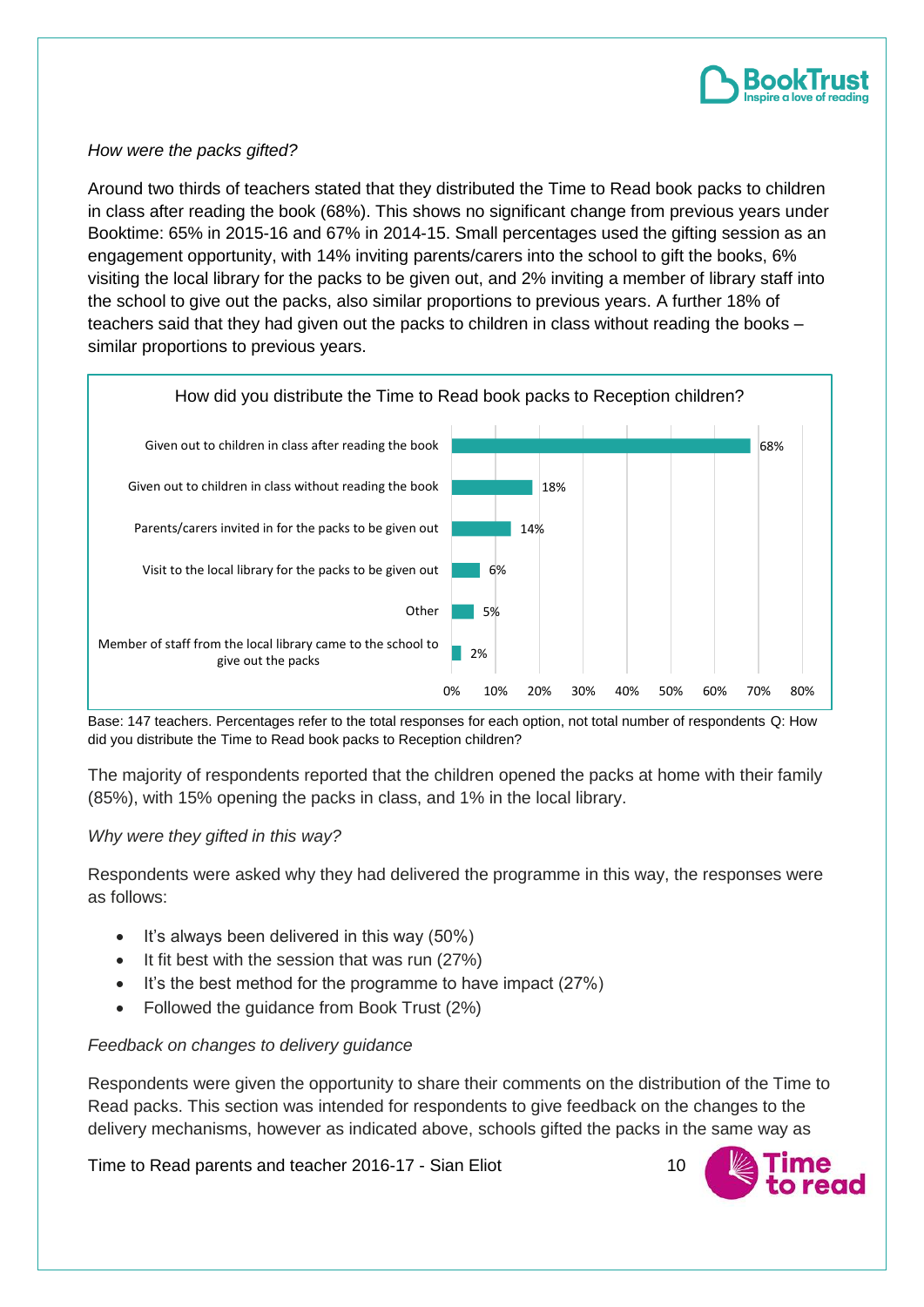*How were the packs gifted?*

Around two thirds of teachers stated that they distributed the Time to Read book packs to children in class after reading the book (68%). This shows no significant change from previous years under Booktime: 65% in 2015-16 and 67% in 2014-15. Small percentages used the gifting session as an engagement opportunity, with 14% inviting parents/carers into the school to gift the books, 6% visiting the local library for the packs to be given out, and 2% inviting a member of library staff into the school to give out the packs, also similar proportions to previous years. A further 18% of teachers said that they had given out the packs to children in class without reading the books – similar proportions to previous years.

How did you distribute the Time to Read book packs to Reception children?

| Response | % |
|---|---|
| Given out to children in class after reading the book | 68% |
| Given out to children in class without reading the book | 18% |
| Parents/carers invited in for the packs to be given out | 14% |
| Visit to the local library for the packs to be given out | 6% |
| Other | 5% |
| Member of staff from the local library came to the school to give out the packs | 2% |

Base: 147 teachers. Percentages refer to the total responses for each option, not total number of respondents Q: How did you distribute the Time to Read book packs to Reception children?

The majority of respondents reported that the children opened the packs at home with their family (85%), with 15% opening the packs in class, and 1% in the local library.

*Why were they gifted in this way?*

Respondents were asked why they had delivered the programme in this way, the responses were as follows:

- It's always been delivered in this way (50%)
- It fit best with the session that was run (27%)
- It's the best method for the programme to have impact (27%)
- Followed the guidance from Book Trust (2%)

*Feedback on changes to delivery guidance*

Respondents were given the opportunity to share their comments on the distribution of the Time to Read packs. This section was intended for respondents to give feedback on the changes to the delivery mechanisms, however as indicated above, schools gifted the packs in the same way as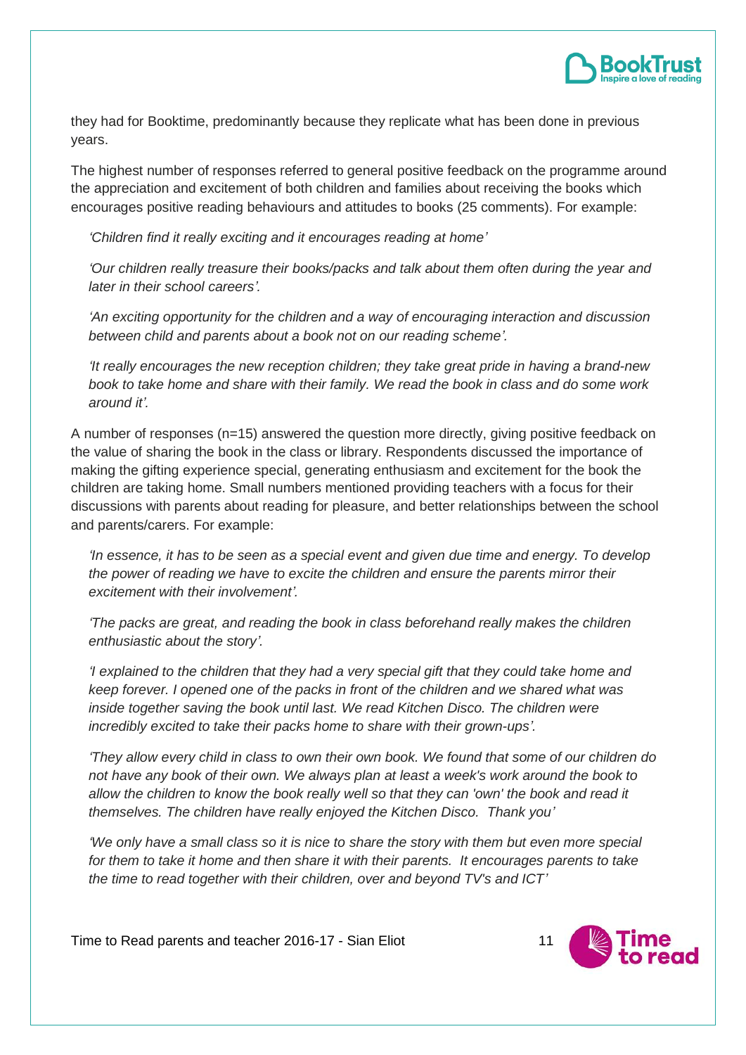they had for Booktime, predominantly because they replicate what has been done in previous years.

The highest number of responses referred to general positive feedback on the programme around the appreciation and excitement of both children and families about receiving the books which encourages positive reading behaviours and attitudes to books (25 comments). For example:

> *'Children find it really exciting and it encourages reading at home'*
>
> *'Our children really treasure their books/packs and talk about them often during the year and later in their school careers'.*
>
> *'An exciting opportunity for the children and a way of encouraging interaction and discussion between child and parents about a book not on our reading scheme'.*
>
> *'It really encourages the new reception children; they take great pride in having a brand-new book to take home and share with their family. We read the book in class and do some work around it'.*

A number of responses (n=15) answered the question more directly, giving positive feedback on the value of sharing the book in the class or library. Respondents discussed the importance of making the gifting experience special, generating enthusiasm and excitement for the book the children are taking home. Small numbers mentioned providing teachers with a focus for their discussions with parents about reading for pleasure, and better relationships between the school and parents/carers. For example:

> *'In essence, it has to be seen as a special event and given due time and energy. To develop the power of reading we have to excite the children and ensure the parents mirror their excitement with their involvement'.*
>
> *'The packs are great, and reading the book in class beforehand really makes the children enthusiastic about the story'.*
>
> *'I explained to the children that they had a very special gift that they could take home and keep forever. I opened one of the packs in front of the children and we shared what was inside together saving the book until last. We read Kitchen Disco. The children were incredibly excited to take their packs home to share with their grown-ups'.*
>
> *'They allow every child in class to own their own book. We found that some of our children do not have any book of their own. We always plan at least a week's work around the book to allow the children to know the book really well so that they can 'own' the book and read it themselves. The children have really enjoyed the Kitchen Disco. Thank you'*
>
> *'We only have a small class so it is nice to share the story with them but even more special for them to take it home and then share it with their parents. It encourages parents to take the time to read together with their children, over and beyond TV's and ICT'*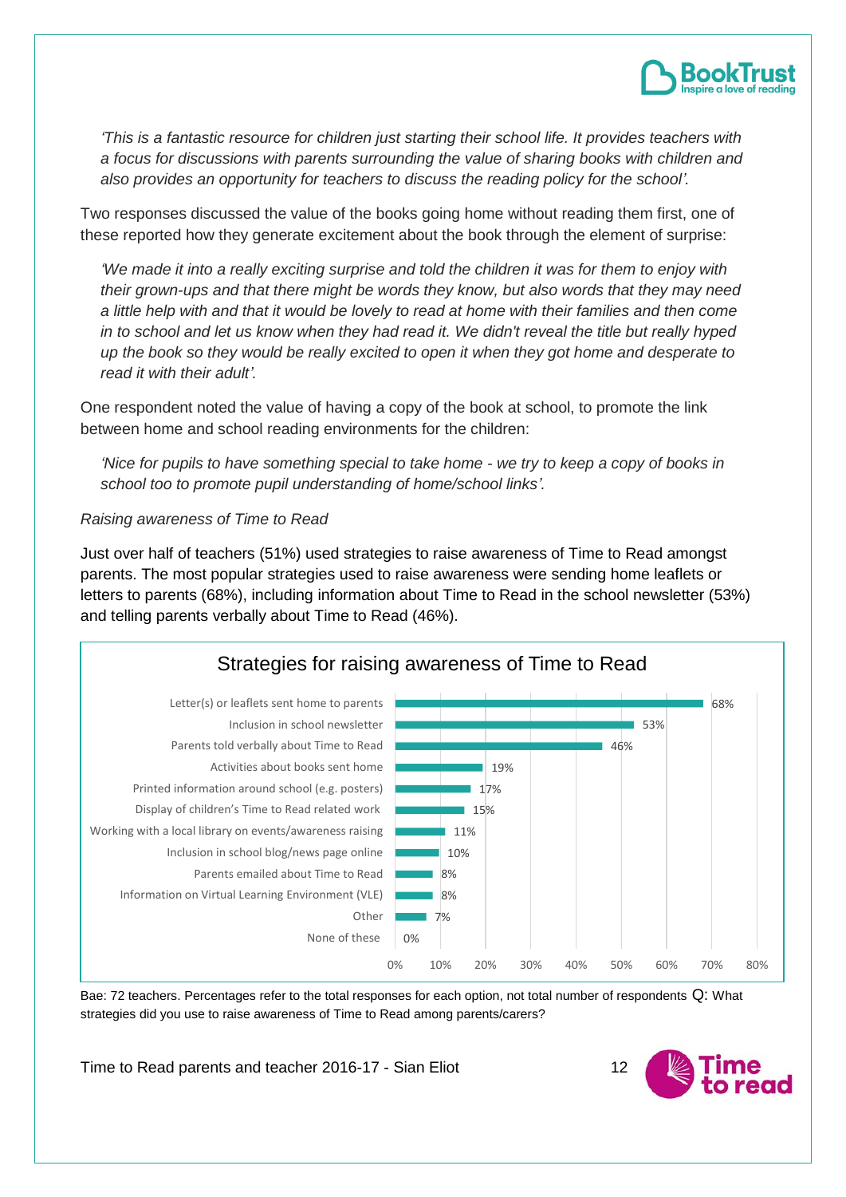*'This is a fantastic resource for children just starting their school life. It provides teachers with a focus for discussions with parents surrounding the value of sharing books with children and also provides an opportunity for teachers to discuss the reading policy for the school'.*

Two responses discussed the value of the books going home without reading them first, one of these reported how they generate excitement about the book through the element of surprise:

*'We made it into a really exciting surprise and told the children it was for them to enjoy with their grown-ups and that there might be words they know, but also words that they may need a little help with and that it would be lovely to read at home with their families and then come in to school and let us know when they had read it. We didn't reveal the title but really hyped up the book so they would be really excited to open it when they got home and desperate to read it with their adult'.*

One respondent noted the value of having a copy of the book at school, to promote the link between home and school reading environments for the children:

*'Nice for pupils to have something special to take home - we try to keep a copy of books in school too to promote pupil understanding of home/school links'.*

*Raising awareness of Time to Read*

Just over half of teachers (51%) used strategies to raise awareness of Time to Read amongst parents. The most popular strategies used to raise awareness were sending home leaflets or letters to parents (68%), including information about Time to Read in the school newsletter (53%) and telling parents verbally about Time to Read (46%).

**Strategies for raising awareness of Time to Read**

| Strategy | % |
|---|---|
| Letter(s) or leaflets sent home to parents | 68% |
| Inclusion in school newsletter | 53% |
| Parents told verbally about Time to Read | 46% |
| Activities about books sent home | 19% |
| Printed information around school (e.g. posters) | 17% |
| Display of children's Time to Read related work | 15% |
| Working with a local library on events/awareness raising | 11% |
| Inclusion in school blog/news page online | 10% |
| Parents emailed about Time to Read | 8% |
| Information on Virtual Learning Environment (VLE) | 8% |
| Other | 7% |
| None of these | 0% |

Bae: 72 teachers. Percentages refer to the total responses for each option, not total number of respondents Q: What strategies did you use to raise awareness of Time to Read among parents/carers?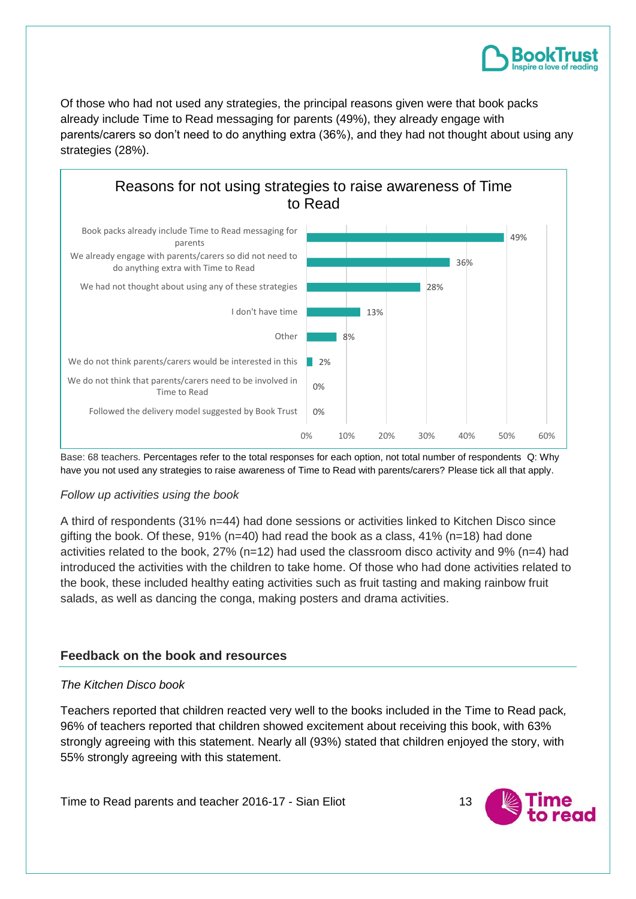Of those who had not used any strategies, the principal reasons given were that book packs already include Time to Read messaging for parents (49%), they already engage with parents/carers so don't need to do anything extra (36%), and they had not thought about using any strategies (28%).

**Reasons for not using strategies to raise awareness of Time to Read**

| Reason | % |
|---|---|
| Book packs already include Time to Read messaging for parents | 49% |
| We already engage with parents/carers so did not need to do anything extra with Time to Read | 36% |
| We had not thought about using any of these strategies | 28% |
| I don't have time | 13% |
| Other | 8% |
| We do not think parents/carers would be interested in this | 2% |
| We do not think that parents/carers need to be involved in Time to Read | 0% |
| Followed the delivery model suggested by Book Trust | 0% |

Base: 68 teachers. Percentages refer to the total responses for each option, not total number of respondents Q: Why have you not used any strategies to raise awareness of Time to Read with parents/carers? Please tick all that apply.

*Follow up activities using the book*

A third of respondents (31% n=44) had done sessions or activities linked to Kitchen Disco since gifting the book. Of these, 91% (n=40) had read the book as a class, 41% (n=18) had done activities related to the book, 27% (n=12) had used the classroom disco activity and 9% (n=4) had introduced the activities with the children to take home. Of those who had done activities related to the book, these included healthy eating activities such as fruit tasting and making rainbow fruit salads, as well as dancing the conga, making posters and drama activities.

## Feedback on the book and resources

*The Kitchen Disco book*

Teachers reported that children reacted very well to the books included in the Time to Read pack*,* 96% of teachers reported that children showed excitement about receiving this book, with 63% strongly agreeing with this statement. Nearly all (93%) stated that children enjoyed the story, with 55% strongly agreeing with this statement.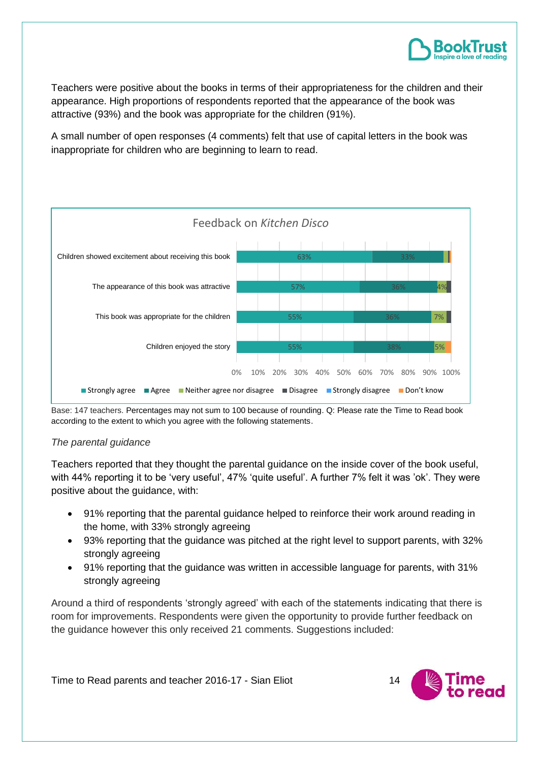Teachers were positive about the books in terms of their appropriateness for the children and their appearance. High proportions of respondents reported that the appearance of the book was attractive (93%) and the book was appropriate for the children (91%).

A small number of open responses (4 comments) felt that use of capital letters in the book was inappropriate for children who are beginning to learn to read.

**Feedback on *Kitchen Disco***

| Statement | Strongly agree | Agree | Neither agree nor disagree | Disagree | Strongly disagree | Don't know |
|---|---|---|---|---|---|---|
| Children showed excitement about receiving this book | 63% | 33% | | | | |
| The appearance of this book was attractive | 57% | 36% | 4% | | | |
| This book was appropriate for the children | 55% | 36% | 7% | | | |
| Children enjoyed the story | 55% | 38% | 5% | | | |

Base: 147 teachers. Percentages may not sum to 100 because of rounding. Q: Please rate the Time to Read book according to the extent to which you agree with the following statements.

*The parental guidance*

Teachers reported that they thought the parental guidance on the inside cover of the book useful, with 44% reporting it to be 'very useful', 47% 'quite useful'. A further 7% felt it was 'ok'. They were positive about the guidance, with:

- 91% reporting that the parental guidance helped to reinforce their work around reading in the home, with 33% strongly agreeing
- 93% reporting that the guidance was pitched at the right level to support parents, with 32% strongly agreeing
- 91% reporting that the guidance was written in accessible language for parents, with 31% strongly agreeing

Around a third of respondents 'strongly agreed' with each of the statements indicating that there is room for improvements. Respondents were given the opportunity to provide further feedback on the guidance however this only received 21 comments. Suggestions included: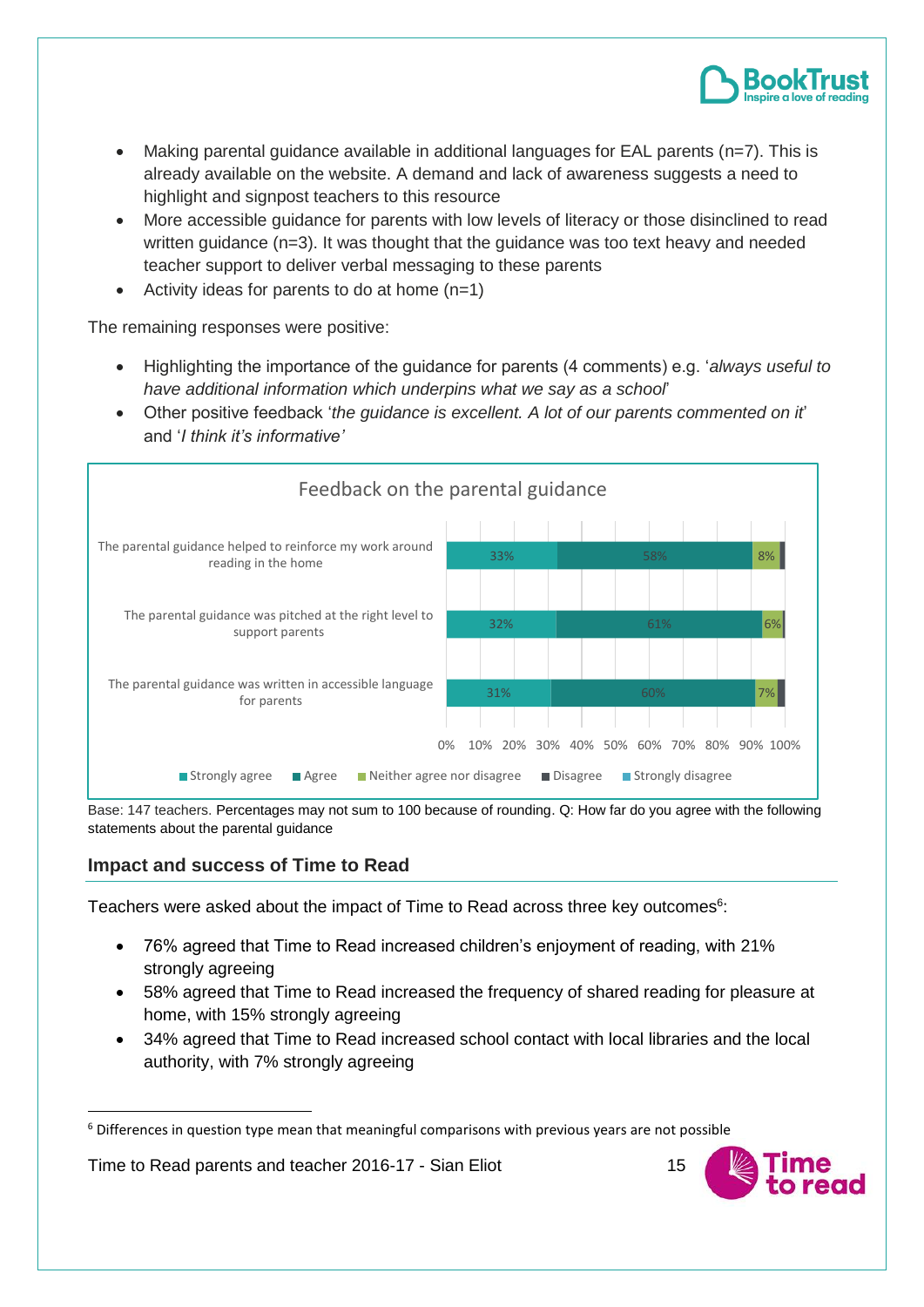- Making parental guidance available in additional languages for EAL parents (n=7). This is already available on the website. A demand and lack of awareness suggests a need to highlight and signpost teachers to this resource
- More accessible guidance for parents with low levels of literacy or those disinclined to read written guidance (n=3). It was thought that the guidance was too text heavy and needed teacher support to deliver verbal messaging to these parents
- Activity ideas for parents to do at home (n=1)

The remaining responses were positive:

- Highlighting the importance of the guidance for parents (4 comments) e.g. '*always useful to have additional information which underpins what we say as a school*'
- Other positive feedback '*the guidance is excellent. A lot of our parents commented on it*' and '*I think it's informative'*

**Feedback on the parental guidance**

| Statement | Strongly agree | Agree | Neither agree nor disagree | Disagree | Strongly disagree |
|---|---|---|---|---|---|
| The parental guidance helped to reinforce my work around reading in the home | 33% | 58% | 8% | | |
| The parental guidance was pitched at the right level to support parents | 32% | 61% | 6% | | |
| The parental guidance was written in accessible language for parents | 31% | 60% | 7% | | |

Base: 147 teachers. Percentages may not sum to 100 because of rounding. Q: How far do you agree with the following statements about the parental guidance

## Impact and success of Time to Read

Teachers were asked about the impact of Time to Read across three key outcomes[6]:

- 76% agreed that Time to Read increased children's enjoyment of reading, with 21% strongly agreeing
- 58% agreed that Time to Read increased the frequency of shared reading for pleasure at home, with 15% strongly agreeing
- 34% agreed that Time to Read increased school contact with local libraries and the local authority, with 7% strongly agreeing

[6] Differences in question type mean that meaningful comparisons with previous years are not possible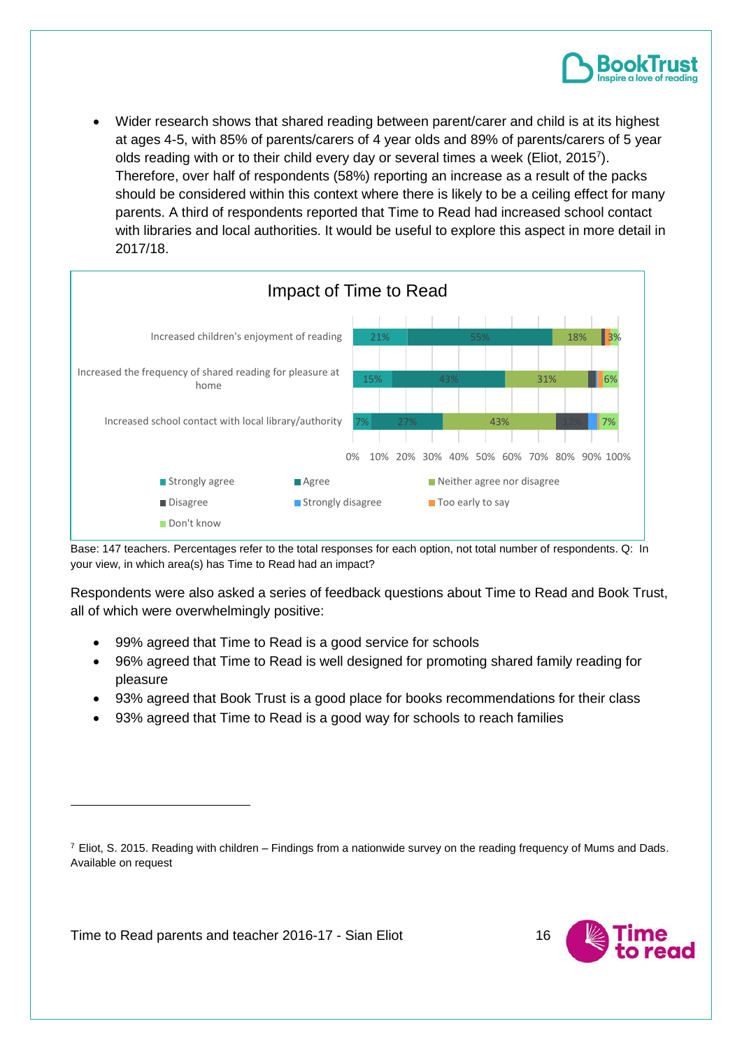- Wider research shows that shared reading between parent/carer and child is at its highest at ages 4-5, with 85% of parents/carers of 4 year olds and 89% of parents/carers of 5 year olds reading with or to their child every day or several times a week (Eliot, 2015[7]). Therefore, over half of respondents (58%) reporting an increase as a result of the packs should be considered within this context where there is likely to be a ceiling effect for many parents. A third of respondents reported that Time to Read had increased school contact with libraries and local authorities. It would be useful to explore this aspect in more detail in 2017/18.

**Impact of Time to Read**

| | Strongly agree | Agree | Neither agree nor disagree | Disagree | Strongly disagree | Too early to say | Don't know |
|---|---|---|---|---|---|---|---|
| Increased children's enjoyment of reading | 21% | 55% | 18% | | | | 3% |
| Increased the frequency of shared reading for pleasure at home | 15% | 43% | 31% | | | | 6% |
| Increased school contact with local library/authority | 7% | 27% | 43% | 12% | | | 7% |

Base: 147 teachers. Percentages refer to the total responses for each option, not total number of respondents. Q: In your view, in which area(s) has Time to Read had an impact?

Respondents were also asked a series of feedback questions about Time to Read and Book Trust, all of which were overwhelmingly positive:

- 99% agreed that Time to Read is a good service for schools
- 96% agreed that Time to Read is well designed for promoting shared family reading for pleasure
- 93% agreed that Book Trust is a good place for books recommendations for their class
- 93% agreed that Time to Read is a good way for schools to reach families

[7] Eliot, S. 2015. Reading with children – Findings from a nationwide survey on the reading frequency of Mums and Dads. Available on request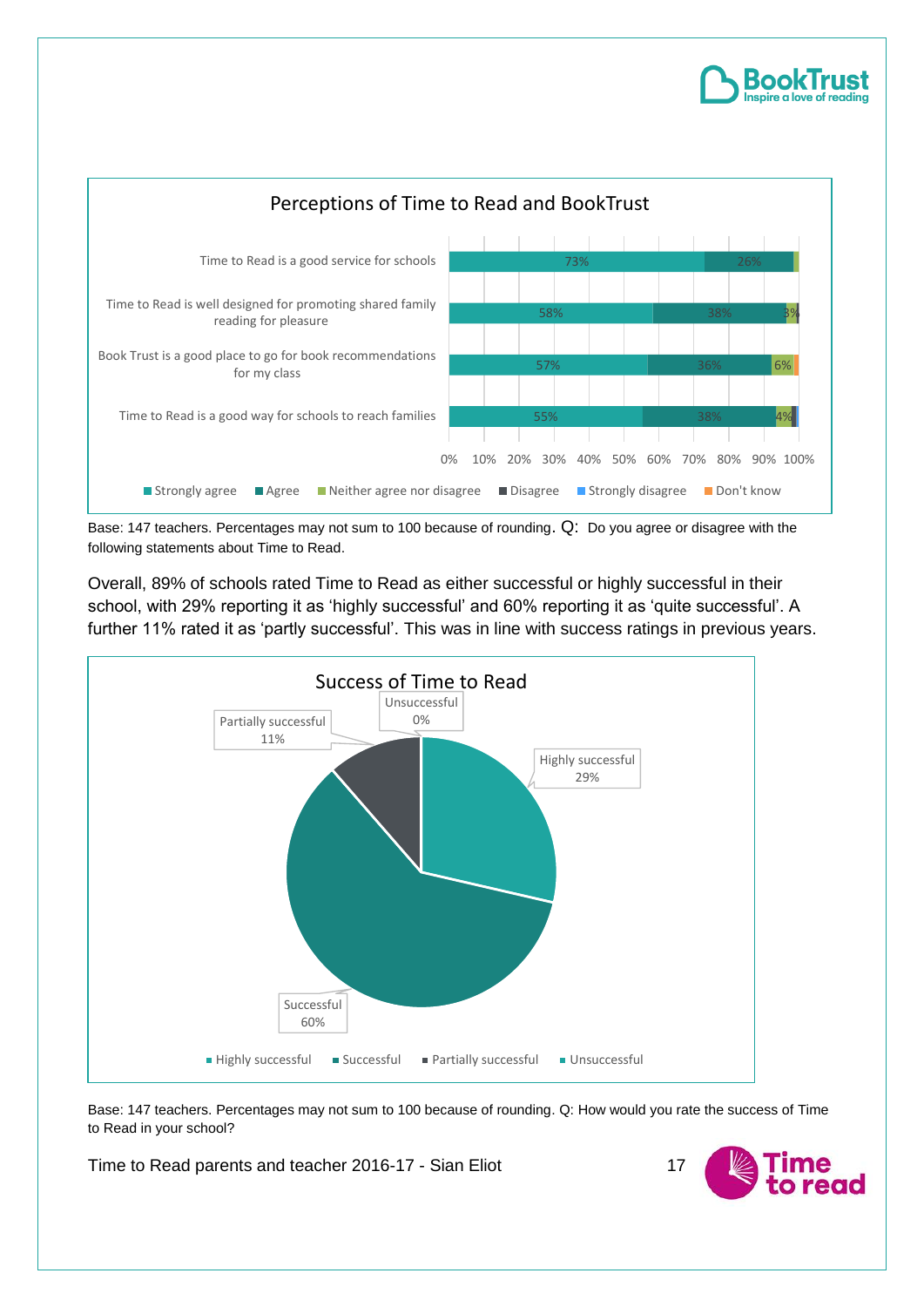**Perceptions of Time to Read and BookTrust**

| Statement | Strongly agree | Agree | Neither agree nor disagree | Disagree | Strongly disagree | Don't know |
|---|---|---|---|---|---|---|
| Time to Read is a good service for schools | 73% | 26% | | | | |
| Time to Read is well designed for promoting shared family reading for pleasure | 58% | 38% | 3% | | | |
| Book Trust is a good place to go for book recommendations for my class | 57% | 36% | 6% | | | |
| Time to Read is a good way for schools to reach families | 55% | 38% | 4% | | | |

Base: 147 teachers. Percentages may not sum to 100 because of rounding. Q: Do you agree or disagree with the following statements about Time to Read.

Overall, 89% of schools rated Time to Read as either successful or highly successful in their school, with 29% reporting it as 'highly successful' and 60% reporting it as 'quite successful'. A further 11% rated it as 'partly successful'. This was in line with success ratings in previous years.

**Success of Time to Read**

| Rating | % |
|---|---|
| Highly successful | 29% |
| Successful | 60% |
| Partially successful | 11% |
| Unsuccessful | 0% |

Base: 147 teachers. Percentages may not sum to 100 because of rounding. Q: How would you rate the success of Time to Read in your school?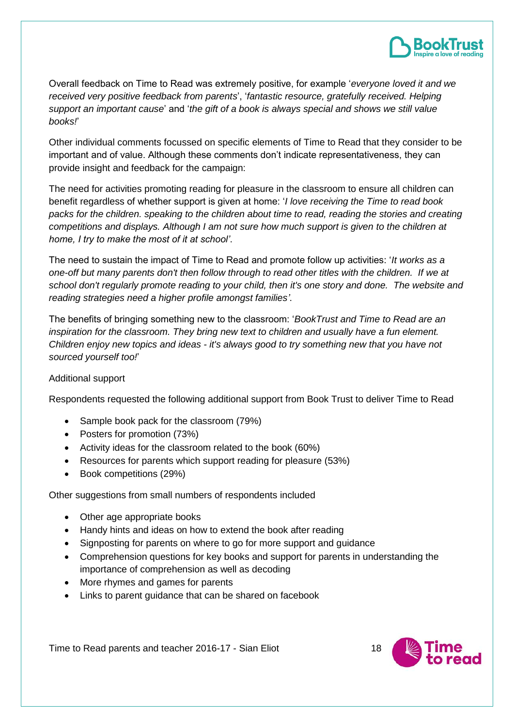Overall feedback on Time to Read was extremely positive, for example '*everyone loved it and we received very positive feedback from parents*', '*fantastic resource, gratefully received. Helping support an important cause*' and '*the gift of a book is always special and shows we still value books!*'

Other individual comments focussed on specific elements of Time to Read that they consider to be important and of value. Although these comments don't indicate representativeness, they can provide insight and feedback for the campaign:

The need for activities promoting reading for pleasure in the classroom to ensure all children can benefit regardless of whether support is given at home: '*I love receiving the Time to read book packs for the children. speaking to the children about time to read, reading the stories and creating competitions and displays. Although I am not sure how much support is given to the children at home, I try to make the most of it at school'*.

The need to sustain the impact of Time to Read and promote follow up activities: '*It works as a one-off but many parents don't then follow through to read other titles with the children. If we at school don't regularly promote reading to your child, then it's one story and done. The website and reading strategies need a higher profile amongst families'.*

The benefits of bringing something new to the classroom: '*BookTrust and Time to Read are an inspiration for the classroom. They bring new text to children and usually have a fun element. Children enjoy new topics and ideas - it's always good to try something new that you have not sourced yourself too!*'

Additional support

Respondents requested the following additional support from Book Trust to deliver Time to Read

- Sample book pack for the classroom (79%)
- Posters for promotion (73%)
- Activity ideas for the classroom related to the book (60%)
- Resources for parents which support reading for pleasure (53%)
- Book competitions (29%)

Other suggestions from small numbers of respondents included

- Other age appropriate books
- Handy hints and ideas on how to extend the book after reading
- Signposting for parents on where to go for more support and guidance
- Comprehension questions for key books and support for parents in understanding the importance of comprehension as well as decoding
- More rhymes and games for parents
- Links to parent guidance that can be shared on facebook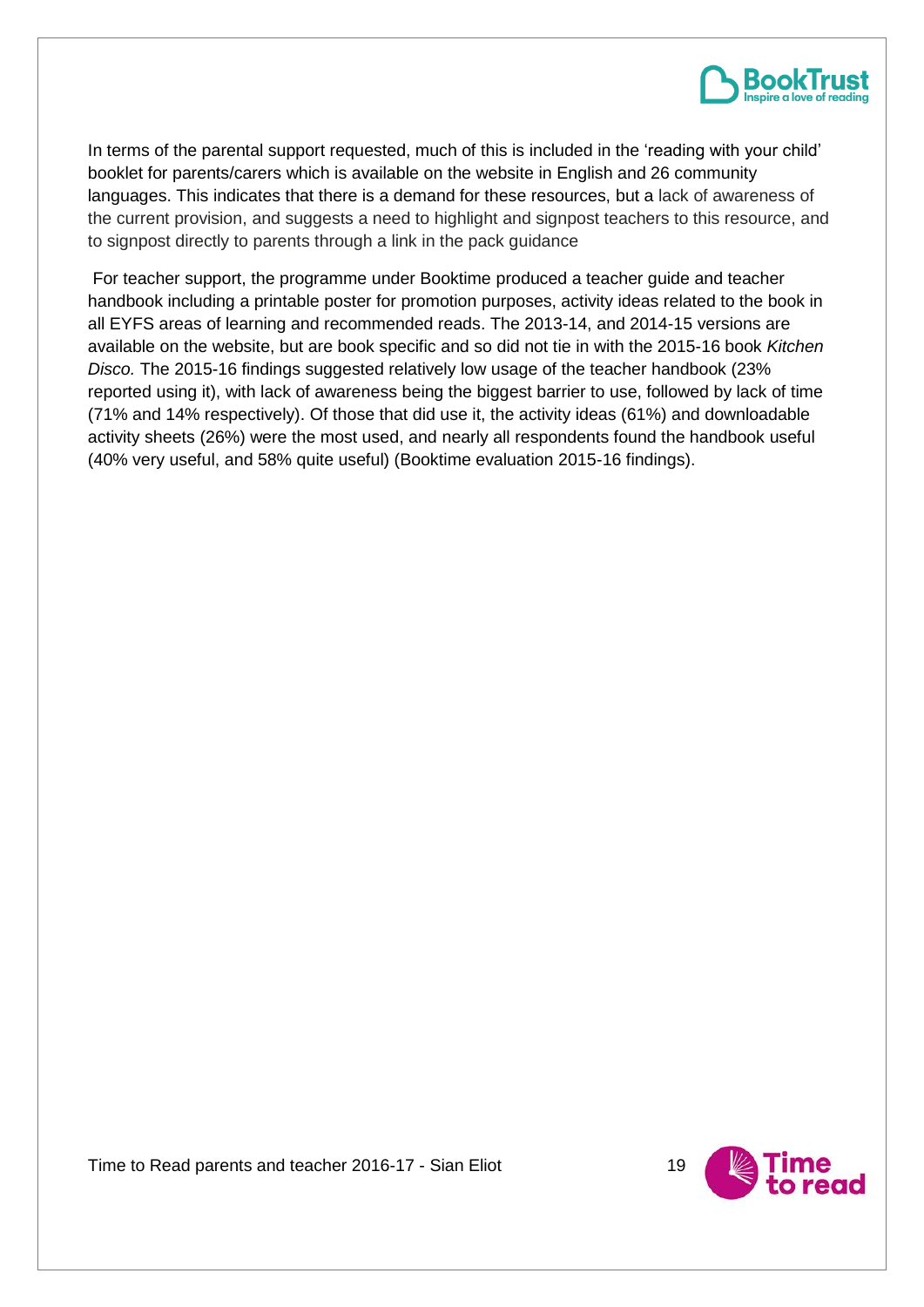In terms of the parental support requested, much of this is included in the 'reading with your child' booklet for parents/carers which is available on the website in English and 26 community languages. This indicates that there is a demand for these resources, but a lack of awareness of the current provision, and suggests a need to highlight and signpost teachers to this resource, and to signpost directly to parents through a link in the pack guidance

For teacher support, the programme under Booktime produced a teacher guide and teacher handbook including a printable poster for promotion purposes, activity ideas related to the book in all EYFS areas of learning and recommended reads. The 2013-14, and 2014-15 versions are available on the website, but are book specific and so did not tie in with the 2015-16 book *Kitchen Disco.* The 2015-16 findings suggested relatively low usage of the teacher handbook (23% reported using it), with lack of awareness being the biggest barrier to use, followed by lack of time (71% and 14% respectively). Of those that did use it, the activity ideas (61%) and downloadable activity sheets (26%) were the most used, and nearly all respondents found the handbook useful (40% very useful, and 58% quite useful) (Booktime evaluation 2015-16 findings).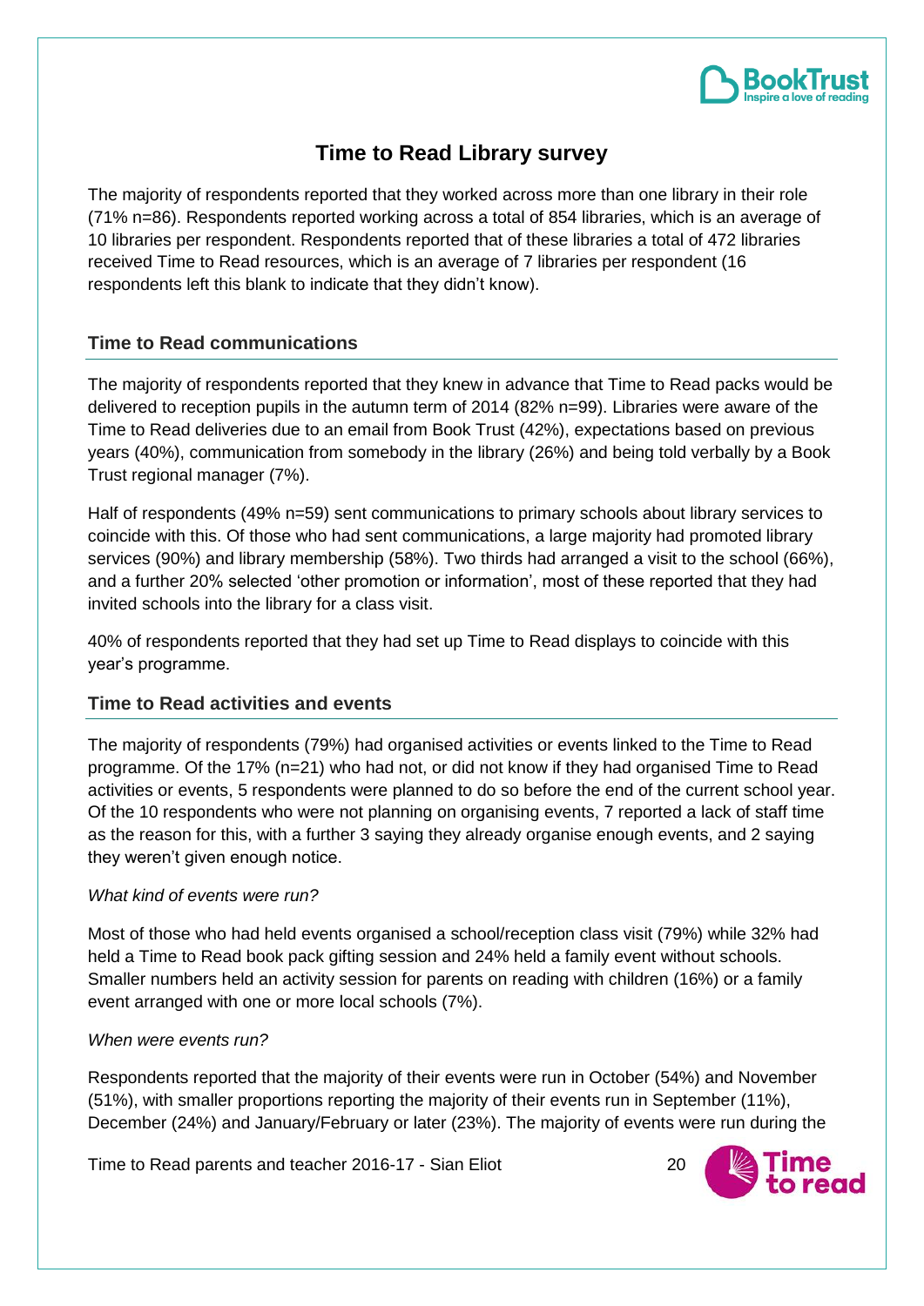# Time to Read Library survey

The majority of respondents reported that they worked across more than one library in their role (71% n=86). Respondents reported working across a total of 854 libraries, which is an average of 10 libraries per respondent. Respondents reported that of these libraries a total of 472 libraries received Time to Read resources, which is an average of 7 libraries per respondent (16 respondents left this blank to indicate that they didn't know).

## Time to Read communications

The majority of respondents reported that they knew in advance that Time to Read packs would be delivered to reception pupils in the autumn term of 2014 (82% n=99). Libraries were aware of the Time to Read deliveries due to an email from Book Trust (42%), expectations based on previous years (40%), communication from somebody in the library (26%) and being told verbally by a Book Trust regional manager (7%).

Half of respondents (49% n=59) sent communications to primary schools about library services to coincide with this. Of those who had sent communications, a large majority had promoted library services (90%) and library membership (58%). Two thirds had arranged a visit to the school (66%), and a further 20% selected 'other promotion or information', most of these reported that they had invited schools into the library for a class visit.

40% of respondents reported that they had set up Time to Read displays to coincide with this year's programme.

## Time to Read activities and events

The majority of respondents (79%) had organised activities or events linked to the Time to Read programme. Of the 17% (n=21) who had not, or did not know if they had organised Time to Read activities or events, 5 respondents were planned to do so before the end of the current school year. Of the 10 respondents who were not planning on organising events, 7 reported a lack of staff time as the reason for this, with a further 3 saying they already organise enough events, and 2 saying they weren't given enough notice.

*What kind of events were run?*

Most of those who had held events organised a school/reception class visit (79%) while 32% had held a Time to Read book pack gifting session and 24% held a family event without schools. Smaller numbers held an activity session for parents on reading with children (16%) or a family event arranged with one or more local schools (7%).

*When were events run?*

Respondents reported that the majority of their events were run in October (54%) and November (51%), with smaller proportions reporting the majority of their events run in September (11%), December (24%) and January/February or later (23%). The majority of events were run during the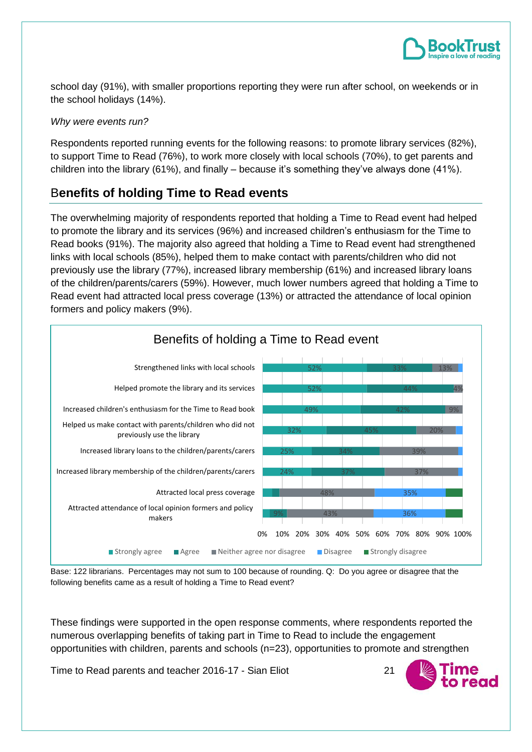school day (91%), with smaller proportions reporting they were run after school, on weekends or in the school holidays (14%).

*Why were events run?*

Respondents reported running events for the following reasons: to promote library services (82%), to support Time to Read (76%), to work more closely with local schools (70%), to get parents and children into the library (61%), and finally – because it's something they've always done (41%).

## Benefits of holding Time to Read events

The overwhelming majority of respondents reported that holding a Time to Read event had helped to promote the library and its services (96%) and increased children's enthusiasm for the Time to Read books (91%). The majority also agreed that holding a Time to Read event had strengthened links with local schools (85%), helped them to make contact with parents/children who did not previously use the library (77%), increased library membership (61%) and increased library loans of the children/parents/carers (59%). However, much lower numbers agreed that holding a Time to Read event had attracted local press coverage (13%) or attracted the attendance of local opinion formers and policy makers (9%).

**Benefits of holding a Time to Read event**

| | Strongly agree | Agree | Neither agree nor disagree | Disagree | Strongly disagree |
|---|---|---|---|---|---|
| Strengthened links with local schools | 52% | 33% | 13% | | |
| Helped promote the library and its services | 52% | 44% | 4% | | |
| Increased children's enthusiasm for the Time to Read book | 49% | 42% | 9% | | |
| Helped us make contact with parents/children who did not previously use the library | 32% | 45% | 20% | | |
| Increased library loans to the children/parents/carers | 25% | 34% | 39% | | |
| Increased library membership of the children/parents/carers | 24% | 37% | 37% | | |
| Attracted local press coverage | | | 48% | 35% | |
| Attracted attendance of local opinion formers and policy makers | | 9% | 43% | 36% | |

Base: 122 librarians. Percentages may not sum to 100 because of rounding. Q: Do you agree or disagree that the following benefits came as a result of holding a Time to Read event?

These findings were supported in the open response comments, where respondents reported the numerous overlapping benefits of taking part in Time to Read to include the engagement opportunities with children, parents and schools (n=23), opportunities to promote and strengthen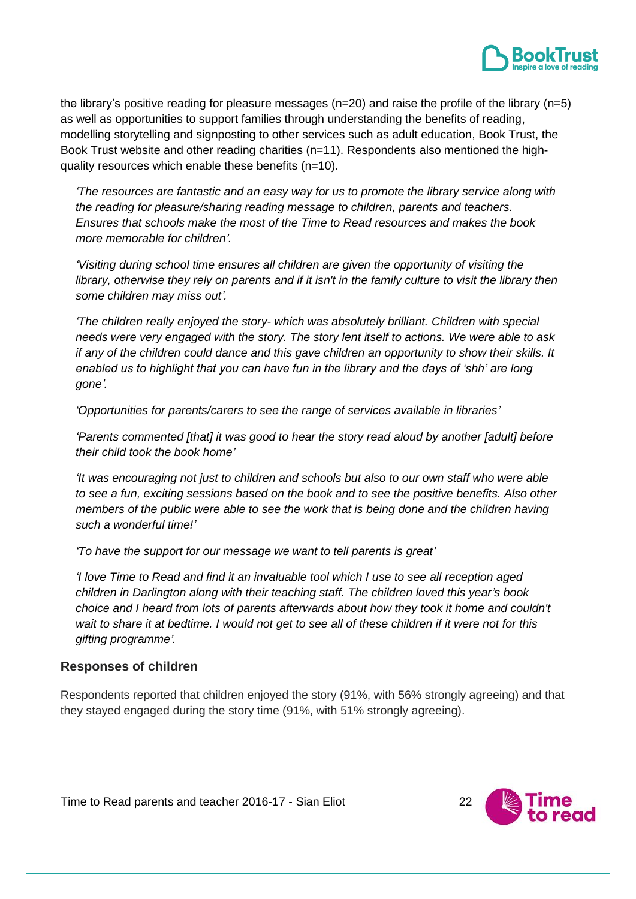the library's positive reading for pleasure messages (n=20) and raise the profile of the library (n=5) as well as opportunities to support families through understanding the benefits of reading, modelling storytelling and signposting to other services such as adult education, Book Trust, the Book Trust website and other reading charities (n=11). Respondents also mentioned the high-quality resources which enable these benefits (n=10).

> *'The resources are fantastic and an easy way for us to promote the library service along with the reading for pleasure/sharing reading message to children, parents and teachers. Ensures that schools make the most of the Time to Read resources and makes the book more memorable for children'.*
>
> *'Visiting during school time ensures all children are given the opportunity of visiting the library, otherwise they rely on parents and if it isn't in the family culture to visit the library then some children may miss out'.*
>
> *'The children really enjoyed the story- which was absolutely brilliant. Children with special needs were very engaged with the story. The story lent itself to actions. We were able to ask if any of the children could dance and this gave children an opportunity to show their skills. It enabled us to highlight that you can have fun in the library and the days of 'shh' are long gone'.*
>
> *'Opportunities for parents/carers to see the range of services available in libraries'*
>
> *'Parents commented [that] it was good to hear the story read aloud by another [adult] before their child took the book home'*
>
> *'It was encouraging not just to children and schools but also to our own staff who were able to see a fun, exciting sessions based on the book and to see the positive benefits. Also other members of the public were able to see the work that is being done and the children having such a wonderful time!'*
>
> *'To have the support for our message we want to tell parents is great'*
>
> *'I love Time to Read and find it an invaluable tool which I use to see all reception aged children in Darlington along with their teaching staff. The children loved this year's book choice and I heard from lots of parents afterwards about how they took it home and couldn't wait to share it at bedtime. I would not get to see all of these children if it were not for this gifting programme'.*

### Responses of children

Respondents reported that children enjoyed the story (91%, with 56% strongly agreeing) and that they stayed engaged during the story time (91%, with 51% strongly agreeing).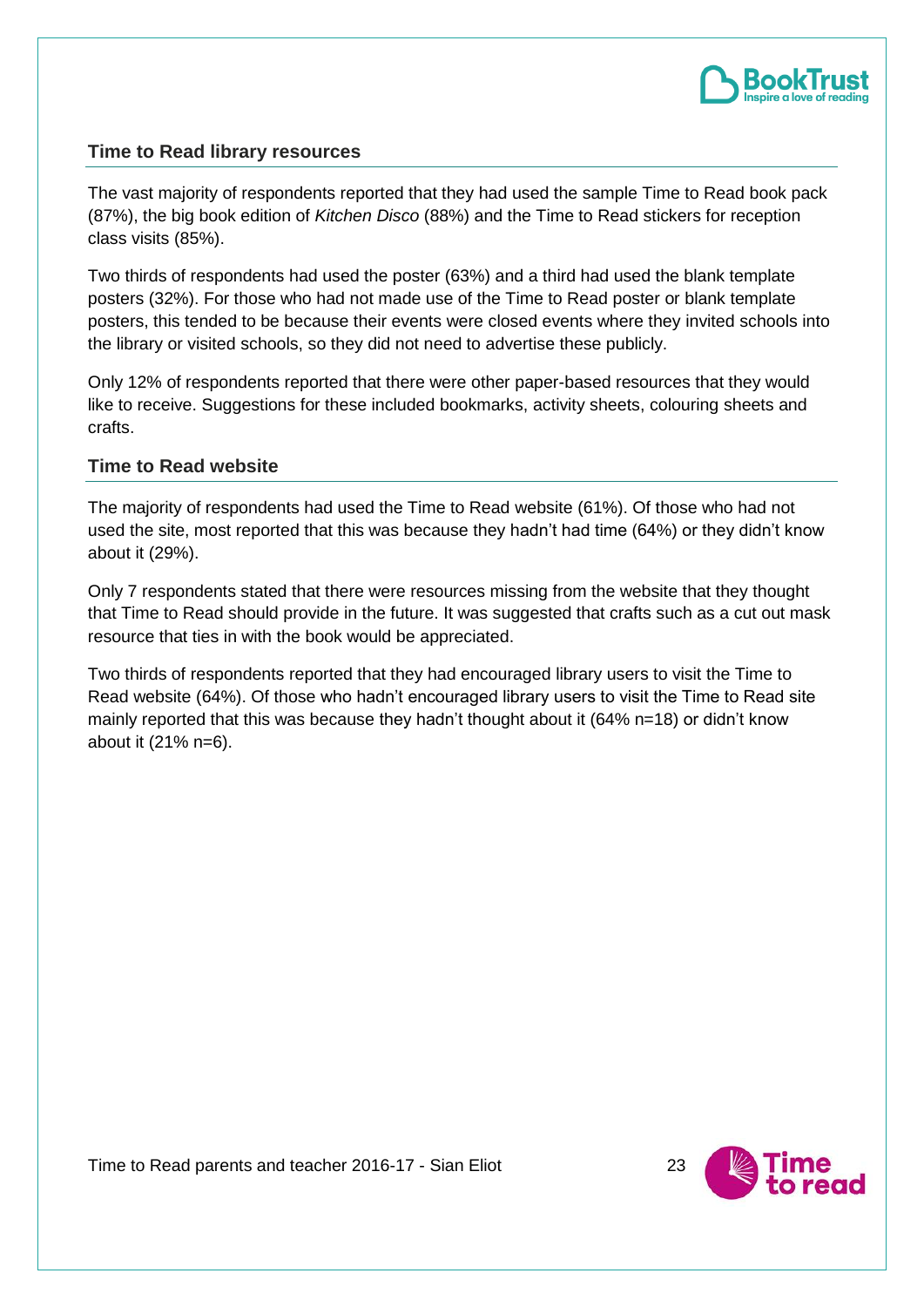## Time to Read library resources

The vast majority of respondents reported that they had used the sample Time to Read book pack (87%), the big book edition of *Kitchen Disco* (88%) and the Time to Read stickers for reception class visits (85%).

Two thirds of respondents had used the poster (63%) and a third had used the blank template posters (32%). For those who had not made use of the Time to Read poster or blank template posters, this tended to be because their events were closed events where they invited schools into the library or visited schools, so they did not need to advertise these publicly.

Only 12% of respondents reported that there were other paper-based resources that they would like to receive. Suggestions for these included bookmarks, activity sheets, colouring sheets and crafts.

## Time to Read website

The majority of respondents had used the Time to Read website (61%). Of those who had not used the site, most reported that this was because they hadn't had time (64%) or they didn't know about it (29%).

Only 7 respondents stated that there were resources missing from the website that they thought that Time to Read should provide in the future. It was suggested that crafts such as a cut out mask resource that ties in with the book would be appreciated.

Two thirds of respondents reported that they had encouraged library users to visit the Time to Read website (64%). Of those who hadn't encouraged library users to visit the Time to Read site mainly reported that this was because they hadn't thought about it (64% n=18) or didn't know about it (21% n=6).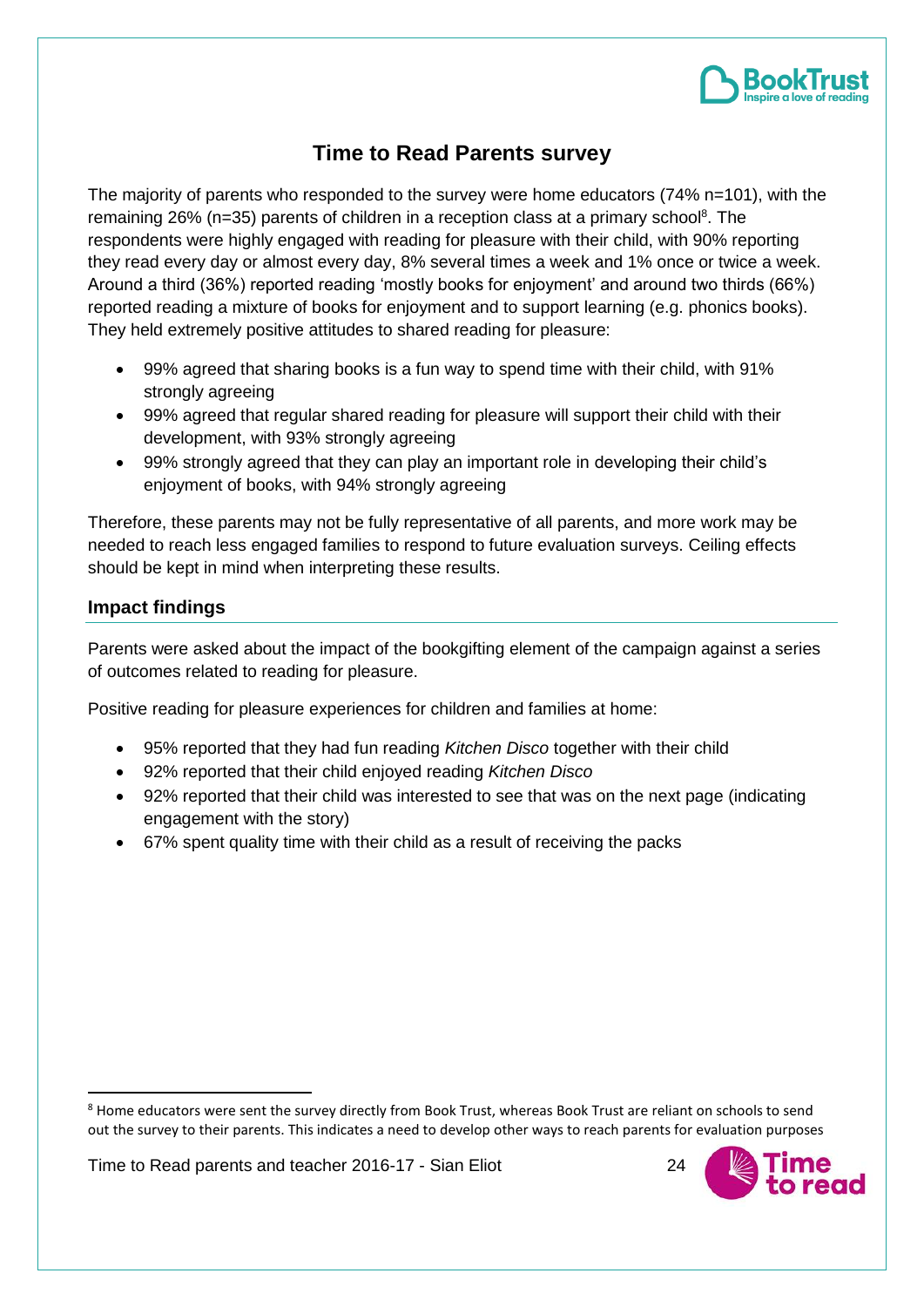## Time to Read Parents survey

The majority of parents who responded to the survey were home educators (74% n=101), with the remaining 26% (n=35) parents of children in a reception class at a primary school[8]. The respondents were highly engaged with reading for pleasure with their child, with 90% reporting they read every day or almost every day, 8% several times a week and 1% once or twice a week. Around a third (36%) reported reading 'mostly books for enjoyment' and around two thirds (66%) reported reading a mixture of books for enjoyment and to support learning (e.g. phonics books). They held extremely positive attitudes to shared reading for pleasure:

- 99% agreed that sharing books is a fun way to spend time with their child, with 91% strongly agreeing
- 99% agreed that regular shared reading for pleasure will support their child with their development, with 93% strongly agreeing
- 99% strongly agreed that they can play an important role in developing their child's enjoyment of books, with 94% strongly agreeing

Therefore, these parents may not be fully representative of all parents, and more work may be needed to reach less engaged families to respond to future evaluation surveys. Ceiling effects should be kept in mind when interpreting these results.

### Impact findings

Parents were asked about the impact of the bookgifting element of the campaign against a series of outcomes related to reading for pleasure.

Positive reading for pleasure experiences for children and families at home:

- 95% reported that they had fun reading *Kitchen Disco* together with their child
- 92% reported that their child enjoyed reading *Kitchen Disco*
- 92% reported that their child was interested to see that was on the next page (indicating engagement with the story)
- 67% spent quality time with their child as a result of receiving the packs

[8] Home educators were sent the survey directly from Book Trust, whereas Book Trust are reliant on schools to send out the survey to their parents. This indicates a need to develop other ways to reach parents for evaluation purposes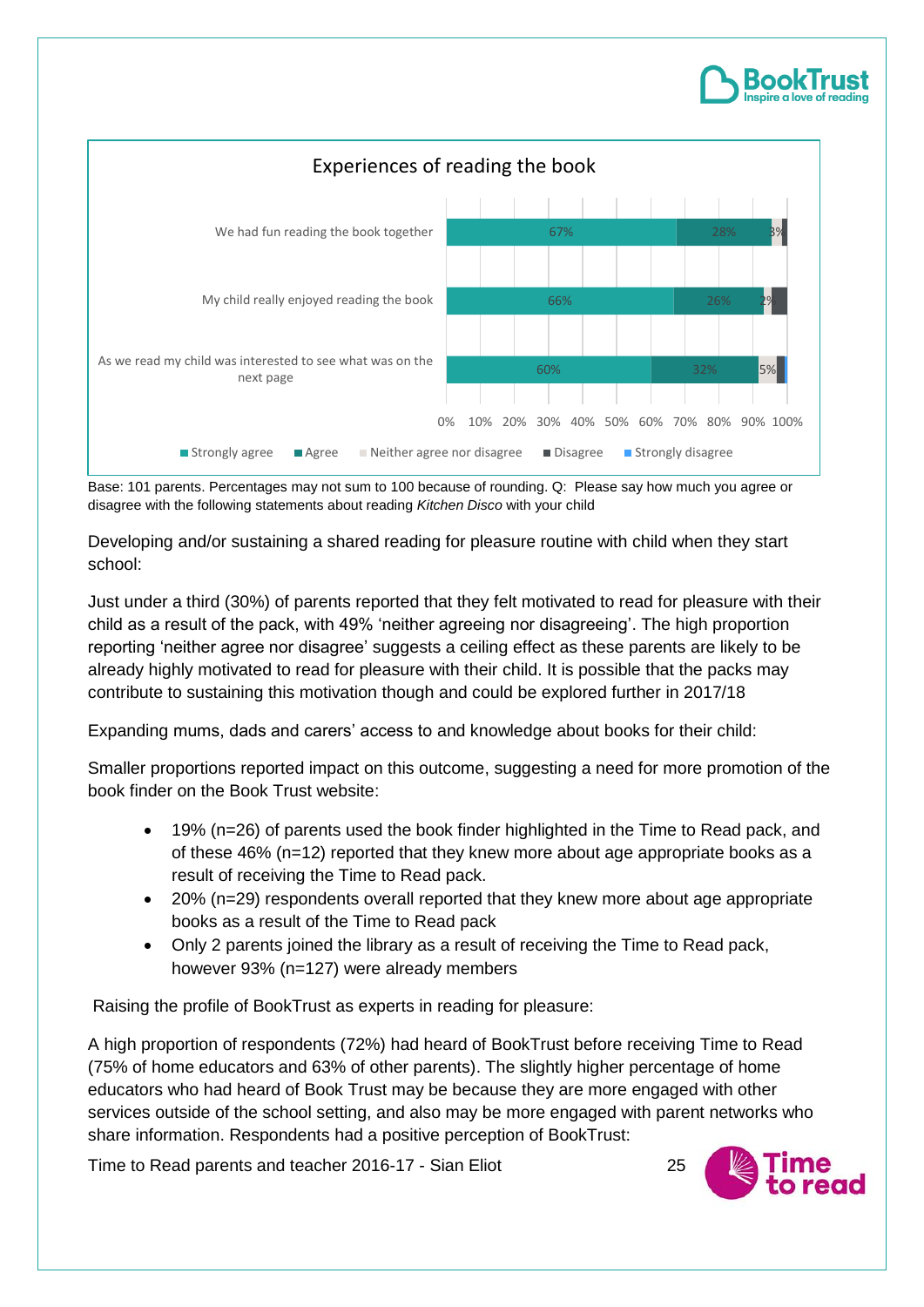**Experiences of reading the book**

| | Strongly agree | Agree | Neither agree nor disagree | Disagree | Strongly disagree |
|---|---|---|---|---|---|
| We had fun reading the book together | 67% | 28% | 3% | | |
| My child really enjoyed reading the book | 66% | 26% | 2% | | |
| As we read my child was interested to see what was on the next page | 60% | 32% | 5% | | |

Base: 101 parents. Percentages may not sum to 100 because of rounding. Q: Please say how much you agree or disagree with the following statements about reading *Kitchen Disco* with your child

Developing and/or sustaining a shared reading for pleasure routine with child when they start school:

Just under a third (30%) of parents reported that they felt motivated to read for pleasure with their child as a result of the pack, with 49% 'neither agreeing nor disagreeing'. The high proportion reporting 'neither agree nor disagree' suggests a ceiling effect as these parents are likely to be already highly motivated to read for pleasure with their child. It is possible that the packs may contribute to sustaining this motivation though and could be explored further in 2017/18

Expanding mums, dads and carers' access to and knowledge about books for their child:

Smaller proportions reported impact on this outcome, suggesting a need for more promotion of the book finder on the Book Trust website:

- 19% (n=26) of parents used the book finder highlighted in the Time to Read pack, and of these 46% (n=12) reported that they knew more about age appropriate books as a result of receiving the Time to Read pack.
- 20% (n=29) respondents overall reported that they knew more about age appropriate books as a result of the Time to Read pack
- Only 2 parents joined the library as a result of receiving the Time to Read pack, however 93% (n=127) were already members

Raising the profile of BookTrust as experts in reading for pleasure:

A high proportion of respondents (72%) had heard of BookTrust before receiving Time to Read (75% of home educators and 63% of other parents). The slightly higher percentage of home educators who had heard of Book Trust may be because they are more engaged with other services outside of the school setting, and also may be more engaged with parent networks who share information. Respondents had a positive perception of BookTrust: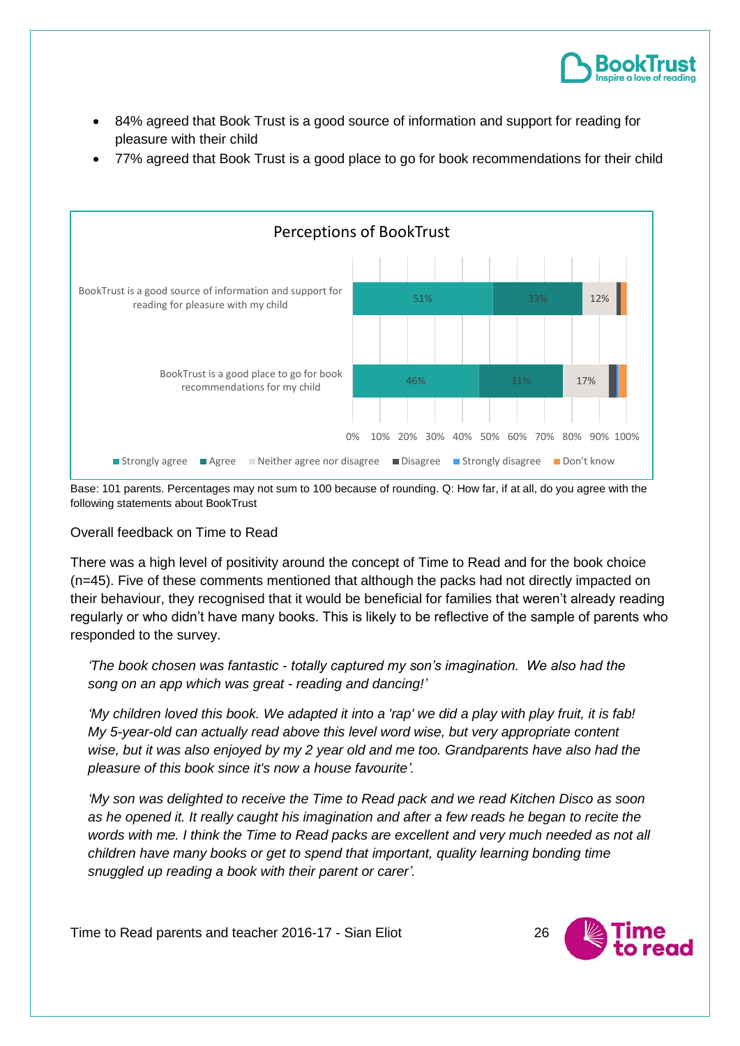- 84% agreed that Book Trust is a good source of information and support for reading for pleasure with their child
- 77% agreed that Book Trust is a good place to go for book recommendations for their child

**Perceptions of BookTrust**

| Statement | Strongly agree | Agree | Neither agree nor disagree |
|---|---|---|---|
| BookTrust is a good source of information and support for reading for pleasure with my child | 51% | 33% | 12% |
| BookTrust is a good place to go for book recommendations for my child | 46% | 31% | 17% |

Legend: Strongly agree, Agree, Neither agree nor disagree, Disagree, Strongly disagree, Don't know

Base: 101 parents. Percentages may not sum to 100 because of rounding. Q: How far, if at all, do you agree with the following statements about BookTrust

Overall feedback on Time to Read

There was a high level of positivity around the concept of Time to Read and for the book choice (n=45). Five of these comments mentioned that although the packs had not directly impacted on their behaviour, they recognised that it would be beneficial for families that weren't already reading regularly or who didn't have many books. This is likely to be reflective of the sample of parents who responded to the survey.

> *'The book chosen was fantastic - totally captured my son's imagination. We also had the song on an app which was great - reading and dancing!'*

> *'My children loved this book. We adapted it into a 'rap' we did a play with play fruit, it is fab! My 5-year-old can actually read above this level word wise, but very appropriate content wise, but it was also enjoyed by my 2 year old and me too. Grandparents have also had the pleasure of this book since it's now a house favourite'.*

> *'My son was delighted to receive the Time to Read pack and we read Kitchen Disco as soon as he opened it. It really caught his imagination and after a few reads he began to recite the words with me. I think the Time to Read packs are excellent and very much needed as not all children have many books or get to spend that important, quality learning bonding time snuggled up reading a book with their parent or carer'.*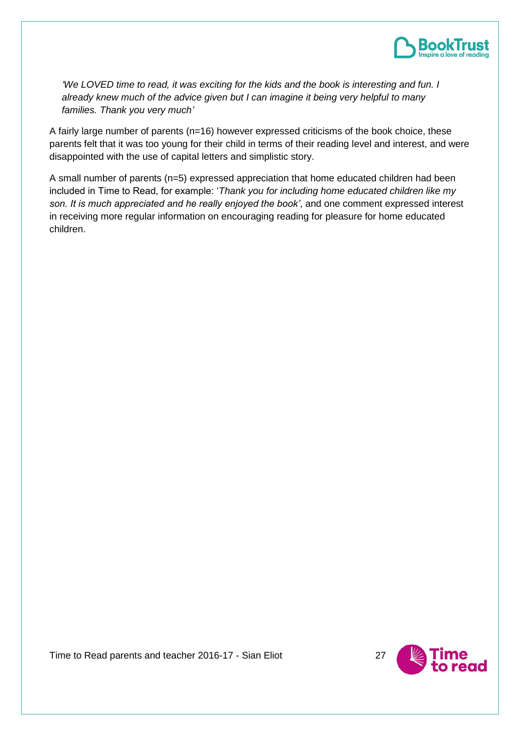*'We LOVED time to read, it was exciting for the kids and the book is interesting and fun. I already knew much of the advice given but I can imagine it being very helpful to many families. Thank you very much'*

A fairly large number of parents (n=16) however expressed criticisms of the book choice, these parents felt that it was too young for their child in terms of their reading level and interest, and were disappointed with the use of capital letters and simplistic story.

A small number of parents (n=5) expressed appreciation that home educated children had been included in Time to Read, for example: '*Thank you for including home educated children like my son. It is much appreciated and he really enjoyed the book'*, and one comment expressed interest in receiving more regular information on encouraging reading for pleasure for home educated children.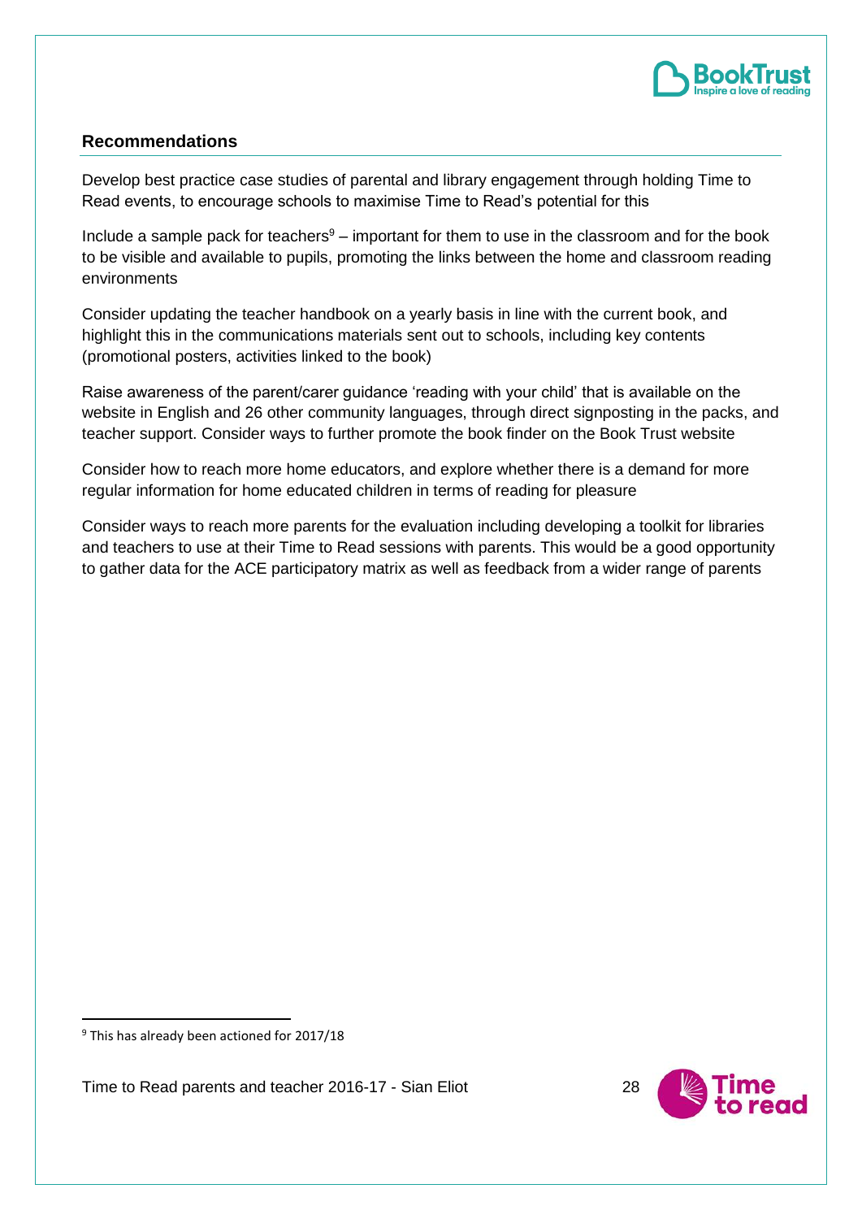## Recommendations

Develop best practice case studies of parental and library engagement through holding Time to Read events, to encourage schools to maximise Time to Read's potential for this

Include a sample pack for teachers[9] – important for them to use in the classroom and for the book to be visible and available to pupils, promoting the links between the home and classroom reading environments

Consider updating the teacher handbook on a yearly basis in line with the current book, and highlight this in the communications materials sent out to schools, including key contents (promotional posters, activities linked to the book)

Raise awareness of the parent/carer guidance 'reading with your child' that is available on the website in English and 26 other community languages, through direct signposting in the packs, and teacher support. Consider ways to further promote the book finder on the Book Trust website

Consider how to reach more home educators, and explore whether there is a demand for more regular information for home educated children in terms of reading for pleasure

Consider ways to reach more parents for the evaluation including developing a toolkit for libraries and teachers to use at their Time to Read sessions with parents. This would be a good opportunity to gather data for the ACE participatory matrix as well as feedback from a wider range of parents

[9] This has already been actioned for 2017/18